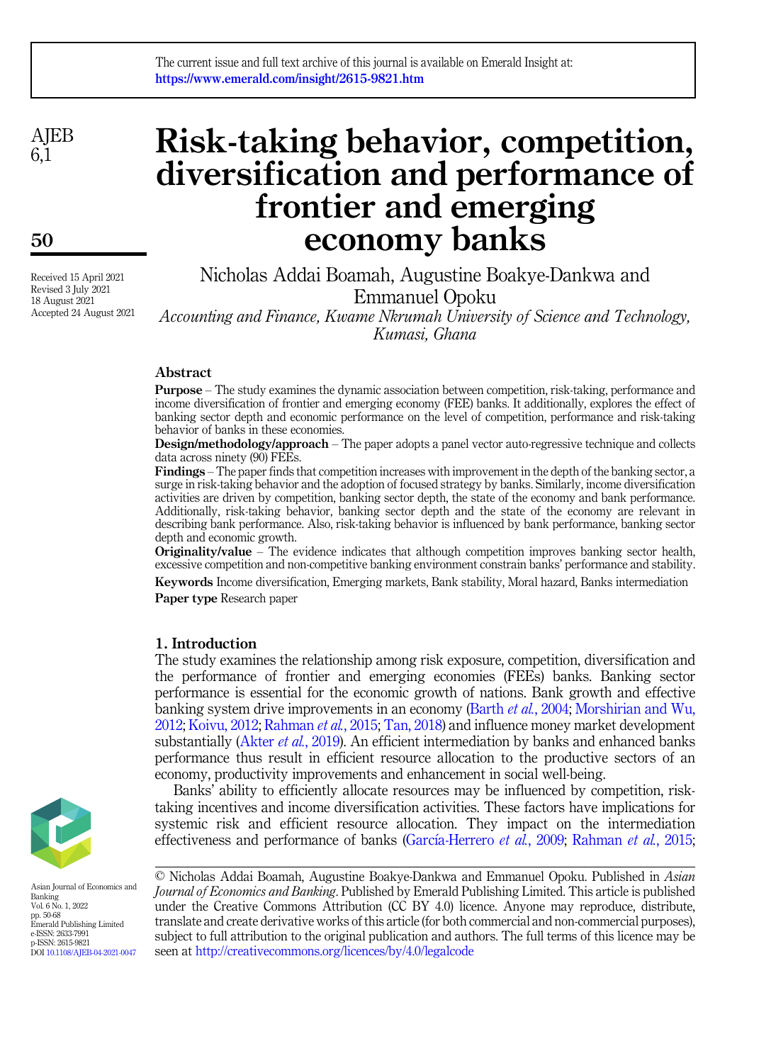The current issue and full text archive of this journal is available on Emerald Insight at: https://www.emerald.com/insight/2615-9821.htm

# Risk-taking behavior, competition, diversification and performance of frontier and emerging economy banks

Nicholas Addai Boamah, Augustine Boakye-Dankwa and Emmanuel Opoku

*Accounting and Finance, Kwame Nkrumah University of Science and Technology, Kumasi, Ghana*

Received 15 April 2021
Revised 3 July 2021
18 August 2021
Accepted 24 August 2021

## Abstract

**Purpose** – The study examines the dynamic association between competition, risk-taking, performance and income diversification of frontier and emerging economy (FEE) banks. It additionally, explores the effect of banking sector depth and economic performance on the level of competition, performance and risk-taking behavior of banks in these economies.

**Design/methodology/approach** – The paper adopts a panel vector auto-regressive technique and collects data across ninety (90) FEEs.

**Findings** – The paper finds that competition increases with improvement in the depth of the banking sector, a surge in risk-taking behavior and the adoption of focused strategy by banks. Similarly, income diversification activities are driven by competition, banking sector depth, the state of the economy and bank performance. Additionally, risk-taking behavior, banking sector depth and the state of the economy are relevant in describing bank performance. Also, risk-taking behavior is influenced by bank performance, banking sector depth and economic growth.

**Originality/value** – The evidence indicates that although competition improves banking sector health, excessive competition and non-competitive banking environment constrain banks' performance and stability.

**Keywords** Income diversification, Emerging markets, Bank stability, Moral hazard, Banks intermediation

**Paper type** Research paper

## 1. Introduction

The study examines the relationship among risk exposure, competition, diversification and the performance of frontier and emerging economies (FEEs) banks. Banking sector performance is essential for the economic growth of nations. Bank growth and effective banking system drive improvements in an economy (Barth *et al.*, 2004; Morshirian and Wu, 2012; Koivu, 2012; Rahman *et al.*, 2015; Tan, 2018) and influence money market development substantially (Akter *et al.*, 2019). An efficient intermediation by banks and enhanced banks performance thus result in efficient resource allocation to the productive sectors of an economy, productivity improvements and enhancement in social well-being.

Banks' ability to efficiently allocate resources may be influenced by competition, risk-taking incentives and income diversification activities. These factors have implications for systemic risk and efficient resource allocation. They impact on the intermediation effectiveness and performance of banks (García-Herrero *et al.*, 2009; Rahman *et al.*, 2015;

© Nicholas Addai Boamah, Augustine Boakye-Dankwa and Emmanuel Opoku. Published in *Asian Journal of Economics and Banking*. Published by Emerald Publishing Limited. This article is published under the Creative Commons Attribution (CC BY 4.0) licence. Anyone may reproduce, distribute, translate and create derivative works of this article (for both commercial and non-commercial purposes), subject to full attribution to the original publication and authors. The full terms of this licence may be seen at http://creativecommons.org/licences/by/4.0/legalcode

Asian Journal of Economics and Banking
Vol. 6 No. 1, 2022
pp. 50-68
Emerald Publishing Limited
e-ISSN: 2633-7991
p-ISSN: 2615-9821
DOI 10.1108/AJEB-04-2021-0047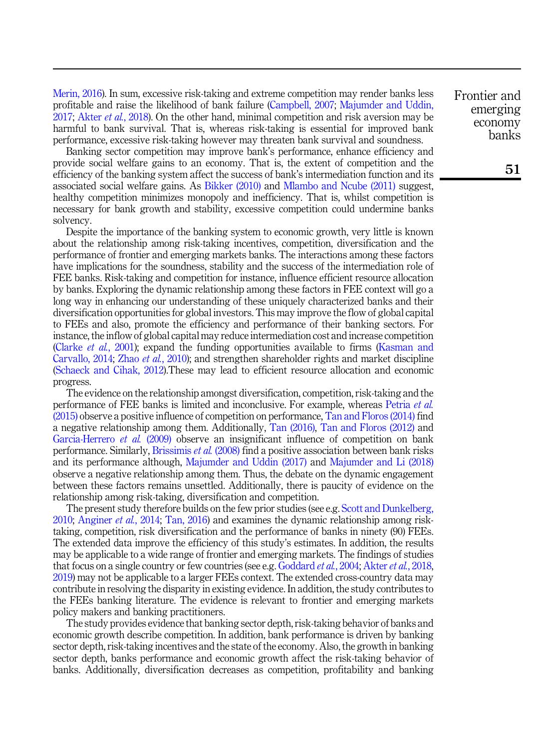Merin, 2016). In sum, excessive risk-taking and extreme competition may render banks less profitable and raise the likelihood of bank failure (Campbell, 2007; Majumder and Uddin, 2017; Akter *et al.*, 2018). On the other hand, minimal competition and risk aversion may be harmful to bank survival. That is, whereas risk-taking is essential for improved bank performance, excessive risk-taking however may threaten bank survival and soundness.

Banking sector competition may improve bank's performance, enhance efficiency and provide social welfare gains to an economy. That is, the extent of competition and the efficiency of the banking system affect the success of bank's intermediation function and its associated social welfare gains. As Bikker (2010) and Mlambo and Ncube (2011) suggest, healthy competition minimizes monopoly and inefficiency. That is, whilst competition is necessary for bank growth and stability, excessive competition could undermine banks solvency.

Despite the importance of the banking system to economic growth, very little is known about the relationship among risk-taking incentives, competition, diversification and the performance of frontier and emerging markets banks. The interactions among these factors have implications for the soundness, stability and the success of the intermediation role of FEE banks. Risk-taking and competition for instance, influence efficient resource allocation by banks. Exploring the dynamic relationship among these factors in FEE context will go a long way in enhancing our understanding of these uniquely characterized banks and their diversification opportunities for global investors. This may improve the flow of global capital to FEEs and also, promote the efficiency and performance of their banking sectors. For instance, the inflow of global capital may reduce intermediation cost and increase competition (Clarke *et al.*, 2001); expand the funding opportunities available to firms (Kasman and Carvallo, 2014; Zhao *et al.*, 2010); and strengthen shareholder rights and market discipline (Schaeck and Cihak, 2012).These may lead to efficient resource allocation and economic progress.

The evidence on the relationship amongst diversification, competition, risk-taking and the performance of FEE banks is limited and inconclusive. For example, whereas Petria *et al.* (2015) observe a positive influence of competition on performance, Tan and Floros (2014) find a negative relationship among them. Additionally, Tan (2016), Tan and Floros (2012) and Garcia-Herrero *et al.* (2009) observe an insignificant influence of competition on bank performance. Similarly, Brissimis *et al.* (2008) find a positive association between bank risks and its performance although, Majumder and Uddin (2017) and Majumder and Li (2018) observe a negative relationship among them. Thus, the debate on the dynamic engagement between these factors remains unsettled. Additionally, there is paucity of evidence on the relationship among risk-taking, diversification and competition.

The present study therefore builds on the few prior studies (see e.g. Scott and Dunkelberg, 2010; Anginer *et al.*, 2014; Tan, 2016) and examines the dynamic relationship among risk-taking, competition, risk diversification and the performance of banks in ninety (90) FEEs. The extended data improve the efficiency of this study's estimates. In addition, the results may be applicable to a wide range of frontier and emerging markets. The findings of studies that focus on a single country or few countries (see e.g. Goddard *et al.*, 2004; Akter *et al.*, 2018, 2019) may not be applicable to a larger FEEs context. The extended cross-country data may contribute in resolving the disparity in existing evidence. In addition, the study contributes to the FEEs banking literature. The evidence is relevant to frontier and emerging markets policy makers and banking practitioners.

The study provides evidence that banking sector depth, risk-taking behavior of banks and economic growth describe competition. In addition, bank performance is driven by banking sector depth, risk-taking incentives and the state of the economy. Also, the growth in banking sector depth, banks performance and economic growth affect the risk-taking behavior of banks. Additionally, diversification decreases as competition, profitability and banking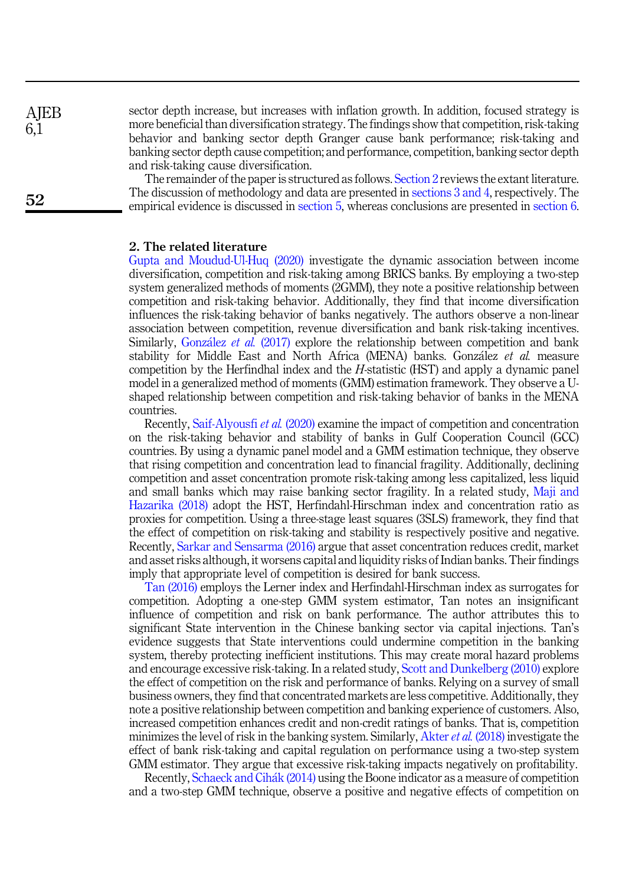sector depth increase, but increases with inflation growth. In addition, focused strategy is more beneficial than diversification strategy. The findings show that competition, risk-taking behavior and banking sector depth Granger cause bank performance; risk-taking and banking sector depth cause competition; and performance, competition, banking sector depth and risk-taking cause diversification.

The remainder of the paper is structured as follows. Section 2 reviews the extant literature. The discussion of methodology and data are presented in sections 3 and 4, respectively. The empirical evidence is discussed in section 5, whereas conclusions are presented in section 6.

## 2. The related literature

Gupta and Moudud-Ul-Huq (2020) investigate the dynamic association between income diversification, competition and risk-taking among BRICS banks. By employing a two-step system generalized methods of moments (2GMM), they note a positive relationship between competition and risk-taking behavior. Additionally, they find that income diversification influences the risk-taking behavior of banks negatively. The authors observe a non-linear association between competition, revenue diversification and bank risk-taking incentives. Similarly, González *et al.* (2017) explore the relationship between competition and bank stability for Middle East and North Africa (MENA) banks. González *et al.* measure competition by the Herfindhal index and the *H*-statistic (HST) and apply a dynamic panel model in a generalized method of moments (GMM) estimation framework. They observe a U-shaped relationship between competition and risk-taking behavior of banks in the MENA countries.

Recently, Saif-Alyousfi *et al.* (2020) examine the impact of competition and concentration on the risk-taking behavior and stability of banks in Gulf Cooperation Council (GCC) countries. By using a dynamic panel model and a GMM estimation technique, they observe that rising competition and concentration lead to financial fragility. Additionally, declining competition and asset concentration promote risk-taking among less capitalized, less liquid and small banks which may raise banking sector fragility. In a related study, Maji and Hazarika (2018) adopt the HST, Herfindahl-Hirschman index and concentration ratio as proxies for competition. Using a three-stage least squares (3SLS) framework, they find that the effect of competition on risk-taking and stability is respectively positive and negative. Recently, Sarkar and Sensarma (2016) argue that asset concentration reduces credit, market and asset risks although, it worsens capital and liquidity risks of Indian banks. Their findings imply that appropriate level of competition is desired for bank success.

Tan (2016) employs the Lerner index and Herfindahl-Hirschman index as surrogates for competition. Adopting a one-step GMM system estimator, Tan notes an insignificant influence of competition and risk on bank performance. The author attributes this to significant State intervention in the Chinese banking sector via capital injections. Tan's evidence suggests that State interventions could undermine competition in the banking system, thereby protecting inefficient institutions. This may create moral hazard problems and encourage excessive risk-taking. In a related study, Scott and Dunkelberg (2010) explore the effect of competition on the risk and performance of banks. Relying on a survey of small business owners, they find that concentrated markets are less competitive. Additionally, they note a positive relationship between competition and banking experience of customers. Also, increased competition enhances credit and non-credit ratings of banks. That is, competition minimizes the level of risk in the banking system. Similarly, Akter *et al.* (2018) investigate the effect of bank risk-taking and capital regulation on performance using a two-step system GMM estimator. They argue that excessive risk-taking impacts negatively on profitability.

Recently, Schaeck and Cihák (2014) using the Boone indicator as a measure of competition and a two-step GMM technique, observe a positive and negative effects of competition on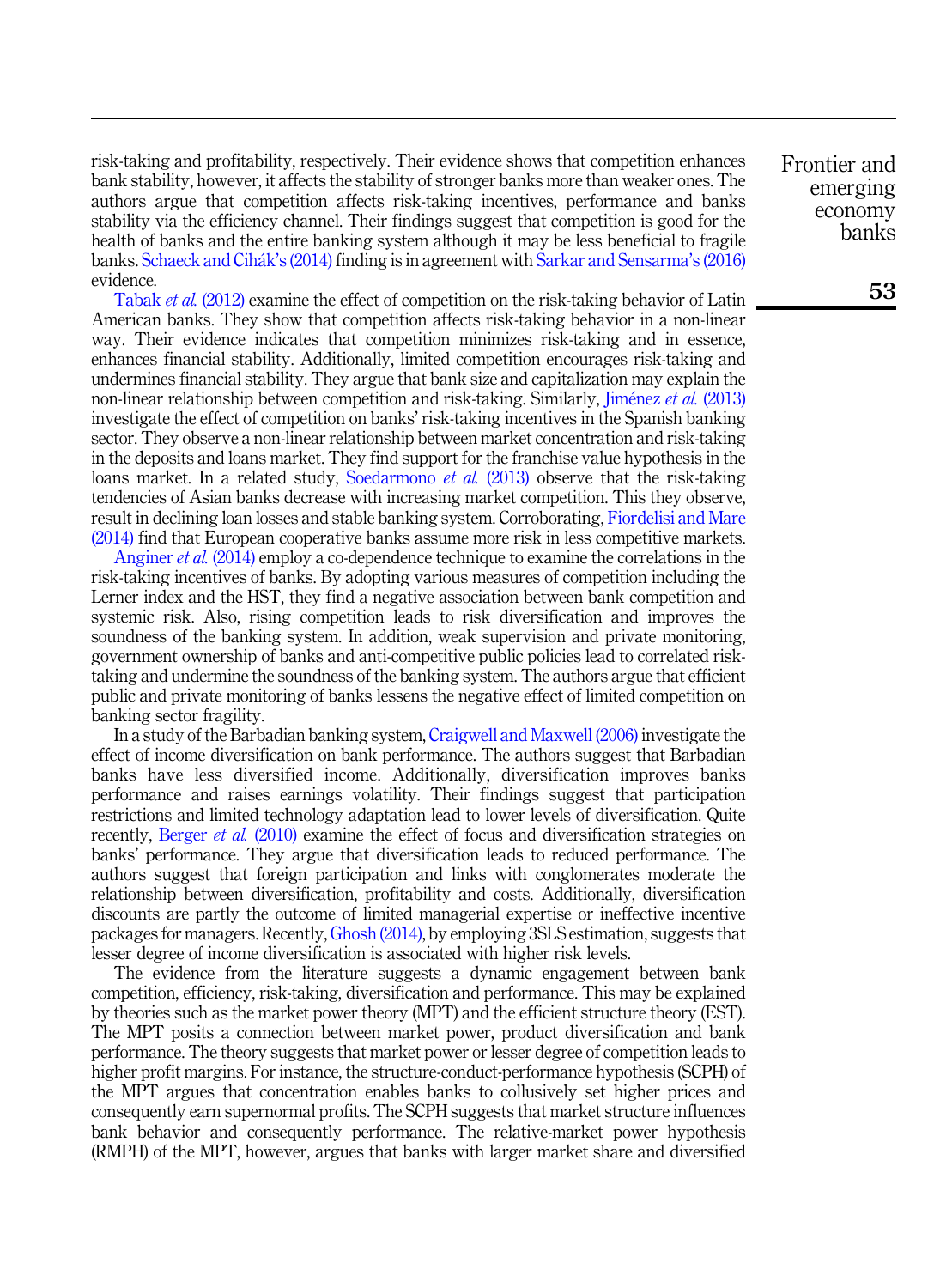risk-taking and profitability, respectively. Their evidence shows that competition enhances bank stability, however, it affects the stability of stronger banks more than weaker ones. The authors argue that competition affects risk-taking incentives, performance and banks stability via the efficiency channel. Their findings suggest that competition is good for the health of banks and the entire banking system although it may be less beneficial to fragile banks. Schaeck and Cihák's (2014) finding is in agreement with Sarkar and Sensarma's (2016) evidence.

Tabak *et al.* (2012) examine the effect of competition on the risk-taking behavior of Latin American banks. They show that competition affects risk-taking behavior in a non-linear way. Their evidence indicates that competition minimizes risk-taking and in essence, enhances financial stability. Additionally, limited competition encourages risk-taking and undermines financial stability. They argue that bank size and capitalization may explain the non-linear relationship between competition and risk-taking. Similarly, Jiménez *et al.* (2013) investigate the effect of competition on banks' risk-taking incentives in the Spanish banking sector. They observe a non-linear relationship between market concentration and risk-taking in the deposits and loans market. They find support for the franchise value hypothesis in the loans market. In a related study, Soedarmono *et al.* (2013) observe that the risk-taking tendencies of Asian banks decrease with increasing market competition. This they observe, result in declining loan losses and stable banking system. Corroborating, Fiordelisi and Mare (2014) find that European cooperative banks assume more risk in less competitive markets.

Anginer *et al.* (2014) employ a co-dependence technique to examine the correlations in the risk-taking incentives of banks. By adopting various measures of competition including the Lerner index and the HST, they find a negative association between bank competition and systemic risk. Also, rising competition leads to risk diversification and improves the soundness of the banking system. In addition, weak supervision and private monitoring, government ownership of banks and anti-competitive public policies lead to correlated risk-taking and undermine the soundness of the banking system. The authors argue that efficient public and private monitoring of banks lessens the negative effect of limited competition on banking sector fragility.

In a study of the Barbadian banking system, Craigwell and Maxwell (2006) investigate the effect of income diversification on bank performance. The authors suggest that Barbadian banks have less diversified income. Additionally, diversification improves banks performance and raises earnings volatility. Their findings suggest that participation restrictions and limited technology adaptation lead to lower levels of diversification. Quite recently, Berger *et al.* (2010) examine the effect of focus and diversification strategies on banks' performance. They argue that diversification leads to reduced performance. The authors suggest that foreign participation and links with conglomerates moderate the relationship between diversification, profitability and costs. Additionally, diversification discounts are partly the outcome of limited managerial expertise or ineffective incentive packages for managers. Recently, Ghosh (2014), by employing 3SLS estimation, suggests that lesser degree of income diversification is associated with higher risk levels.

The evidence from the literature suggests a dynamic engagement between bank competition, efficiency, risk-taking, diversification and performance. This may be explained by theories such as the market power theory (MPT) and the efficient structure theory (EST). The MPT posits a connection between market power, product diversification and bank performance. The theory suggests that market power or lesser degree of competition leads to higher profit margins. For instance, the structure-conduct-performance hypothesis (SCPH) of the MPT argues that concentration enables banks to collusively set higher prices and consequently earn supernormal profits. The SCPH suggests that market structure influences bank behavior and consequently performance. The relative-market power hypothesis (RMPH) of the MPT, however, argues that banks with larger market share and diversified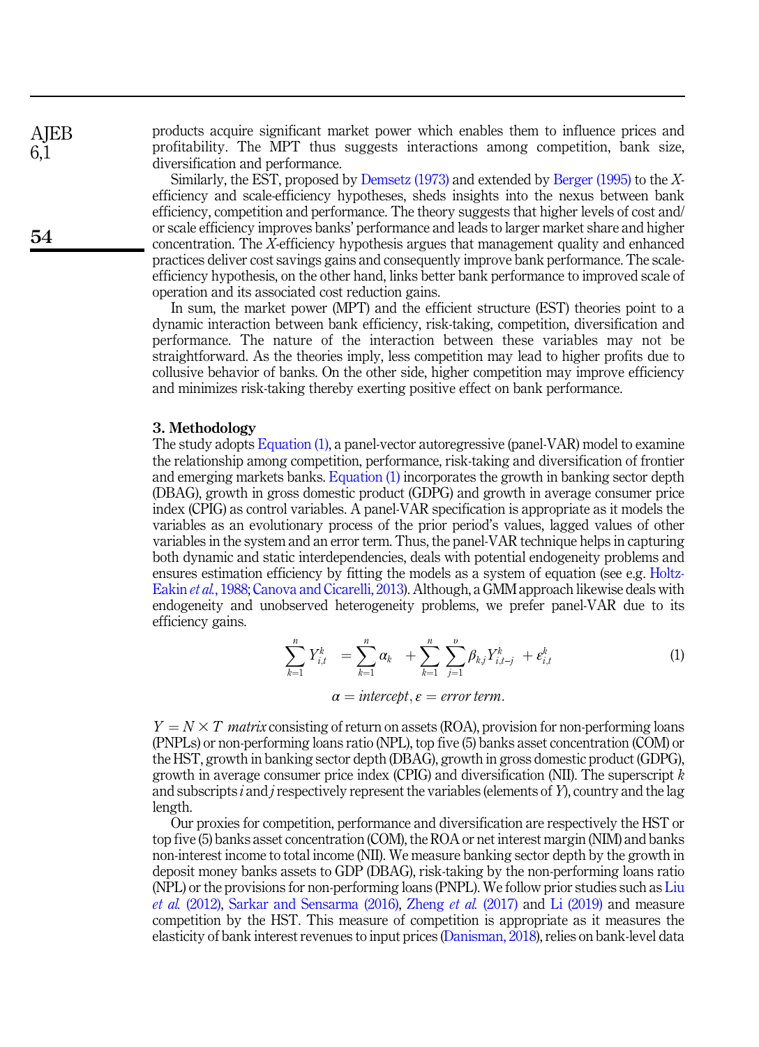products acquire significant market power which enables them to influence prices and profitability. The MPT thus suggests interactions among competition, bank size, diversification and performance.

Similarly, the EST, proposed by Demsetz (1973) and extended by Berger (1995) to the *X*-efficiency and scale-efficiency hypotheses, sheds insights into the nexus between bank efficiency, competition and performance. The theory suggests that higher levels of cost and/or scale efficiency improves banks' performance and leads to larger market share and higher concentration. The *X*-efficiency hypothesis argues that management quality and enhanced practices deliver cost savings gains and consequently improve bank performance. The scale-efficiency hypothesis, on the other hand, links better bank performance to improved scale of operation and its associated cost reduction gains.

In sum, the market power (MPT) and the efficient structure (EST) theories point to a dynamic interaction between bank efficiency, risk-taking, competition, diversification and performance. The nature of the interaction between these variables may not be straightforward. As the theories imply, less competition may lead to higher profits due to collusive behavior of banks. On the other side, higher competition may improve efficiency and minimizes risk-taking thereby exerting positive effect on bank performance.

## 3. Methodology

The study adopts Equation (1), a panel-vector autoregressive (panel-VAR) model to examine the relationship among competition, performance, risk-taking and diversification of frontier and emerging markets banks. Equation (1) incorporates the growth in banking sector depth (DBAG), growth in gross domestic product (GDPG) and growth in average consumer price index (CPIG) as control variables. A panel-VAR specification is appropriate as it models the variables as an evolutionary process of the prior period's values, lagged values of other variables in the system and an error term. Thus, the panel-VAR technique helps in capturing both dynamic and static interdependencies, deals with potential endogeneity problems and ensures estimation efficiency by fitting the models as a system of equation (see e.g. Holtz-Eakin *et al.*, 1988; Canova and Cicarelli, 2013). Although, a GMM approach likewise deals with endogeneity and unobserved heterogeneity problems, we prefer panel-VAR due to its efficiency gains.

$$\sum_{k=1}^{n} Y_{i,t}^{k} = \sum_{k=1}^{n} \alpha_k + \sum_{k=1}^{n} \sum_{j=1}^{v} \beta_{k,j} Y_{i,t-j}^{k} + \varepsilon_{i,t}^{k} \tag{1}$$

$$\alpha = intercept, \varepsilon = error\ term.$$

$Y = N \times T$ *matrix* consisting of return on assets (ROA), provision for non-performing loans (PNPLs) or non-performing loans ratio (NPL), top five (5) banks asset concentration (COM) or the HST, growth in banking sector depth (DBAG), growth in gross domestic product (GDPG), growth in average consumer price index (CPIG) and diversification (NII). The superscript $k$ and subscripts $i$ and $j$ respectively represent the variables (elements of $Y$), country and the lag length.

Our proxies for competition, performance and diversification are respectively the HST or top five (5) banks asset concentration (COM), the ROA or net interest margin (NIM) and banks non-interest income to total income (NII). We measure banking sector depth by the growth in deposit money banks assets to GDP (DBAG), risk-taking by the non-performing loans ratio (NPL) or the provisions for non-performing loans (PNPL). We follow prior studies such as Liu *et al.* (2012), Sarkar and Sensarma (2016), Zheng *et al.* (2017) and Li (2019) and measure competition by the HST. This measure of competition is appropriate as it measures the elasticity of bank interest revenues to input prices (Danisman, 2018), relies on bank-level data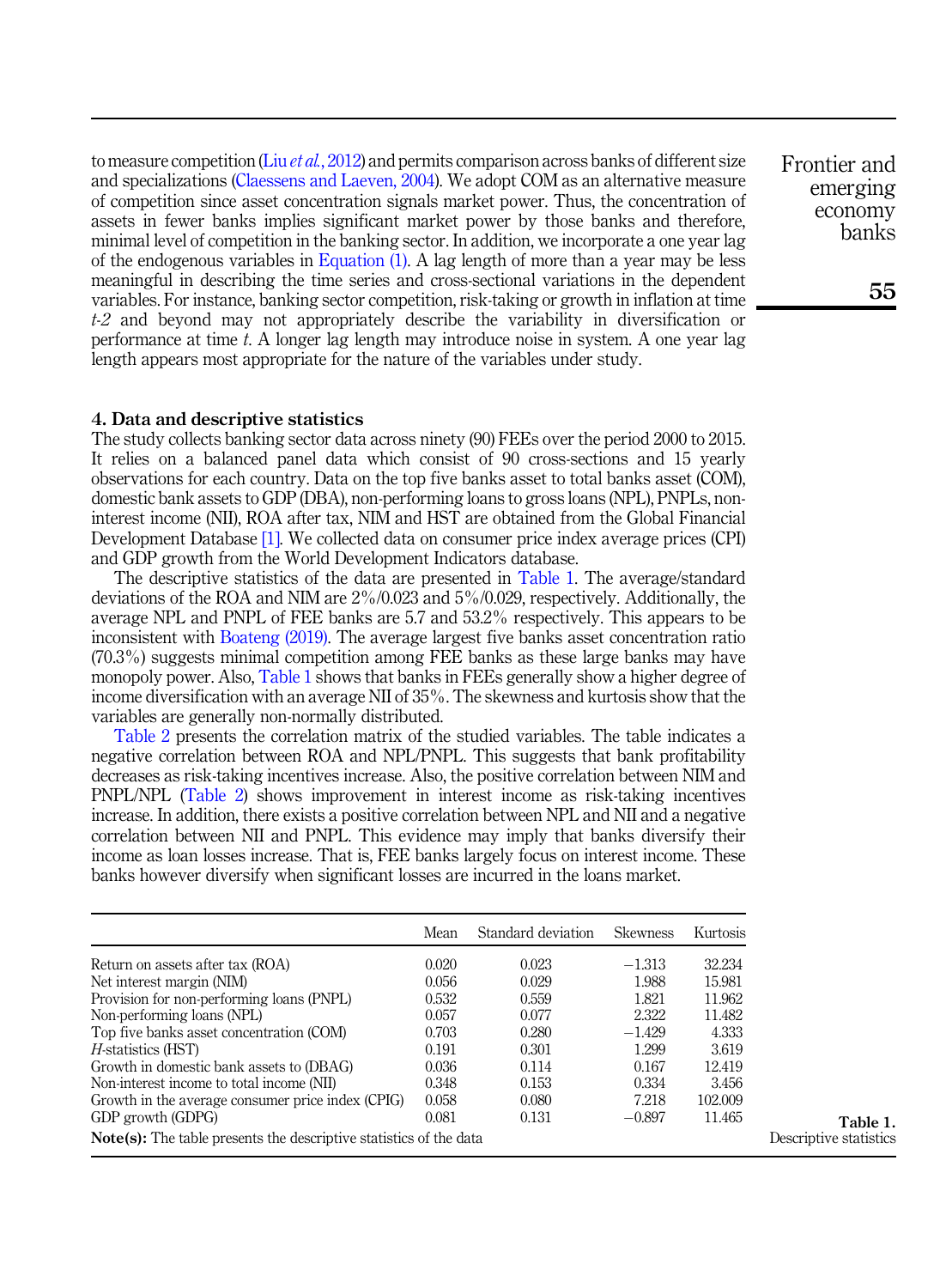to measure competition (Liu *et al.*, 2012) and permits comparison across banks of different size and specializations (Claessens and Laeven, 2004). We adopt COM as an alternative measure of competition since asset concentration signals market power. Thus, the concentration of assets in fewer banks implies significant market power by those banks and therefore, minimal level of competition in the banking sector. In addition, we incorporate a one year lag of the endogenous variables in Equation (1). A lag length of more than a year may be less meaningful in describing the time series and cross-sectional variations in the dependent variables. For instance, banking sector competition, risk-taking or growth in inflation at time *t-2* and beyond may not appropriately describe the variability in diversification or performance at time *t*. A longer lag length may introduce noise in system. A one year lag length appears most appropriate for the nature of the variables under study.

## 4. Data and descriptive statistics

The study collects banking sector data across ninety (90) FEEs over the period 2000 to 2015. It relies on a balanced panel data which consist of 90 cross-sections and 15 yearly observations for each country. Data on the top five banks asset to total banks asset (COM), domestic bank assets to GDP (DBA), non-performing loans to gross loans (NPL), PNPLs, non-interest income (NII), ROA after tax, NIM and HST are obtained from the Global Financial Development Database [1]. We collected data on consumer price index average prices (CPI) and GDP growth from the World Development Indicators database.

The descriptive statistics of the data are presented in Table 1. The average/standard deviations of the ROA and NIM are 2%/0.023 and 5%/0.029, respectively. Additionally, the average NPL and PNPL of FEE banks are 5.7 and 53.2% respectively. This appears to be inconsistent with Boateng (2019). The average largest five banks asset concentration ratio (70.3%) suggests minimal competition among FEE banks as these large banks may have monopoly power. Also, Table 1 shows that banks in FEEs generally show a higher degree of income diversification with an average NII of 35%. The skewness and kurtosis show that the variables are generally non-normally distributed.

Table 2 presents the correlation matrix of the studied variables. The table indicates a negative correlation between ROA and NPL/PNPL. This suggests that bank profitability decreases as risk-taking incentives increase. Also, the positive correlation between NIM and PNPL/NPL (Table 2) shows improvement in interest income as risk-taking incentives increase. In addition, there exists a positive correlation between NPL and NII and a negative correlation between NII and PNPL. This evidence may imply that banks diversify their income as loan losses increase. That is, FEE banks largely focus on interest income. These banks however diversify when significant losses are incurred in the loans market.

| | Mean | Standard deviation | Skewness | Kurtosis |
|---|---|---|---|---|
| Return on assets after tax (ROA) | 0.020 | 0.023 | −1.313 | 32.234 |
| Net interest margin (NIM) | 0.056 | 0.029 | 1.988 | 15.981 |
| Provision for non-performing loans (PNPL) | 0.532 | 0.559 | 1.821 | 11.962 |
| Non-performing loans (NPL) | 0.057 | 0.077 | 2.322 | 11.482 |
| Top five banks asset concentration (COM) | 0.703 | 0.280 | −1.429 | 4.333 |
| *H*-statistics (HST) | 0.191 | 0.301 | 1.299 | 3.619 |
| Growth in domestic bank assets to (DBAG) | 0.036 | 0.114 | 0.167 | 12.419 |
| Non-interest income to total income (NII) | 0.348 | 0.153 | 0.334 | 3.456 |
| Growth in the average consumer price index (CPIG) | 0.058 | 0.080 | 7.218 | 102.009 |
| GDP growth (GDPG) | 0.081 | 0.131 | −0.897 | 11.465 |

**Note(s):** The table presents the descriptive statistics of the data

**Table 1.** Descriptive statistics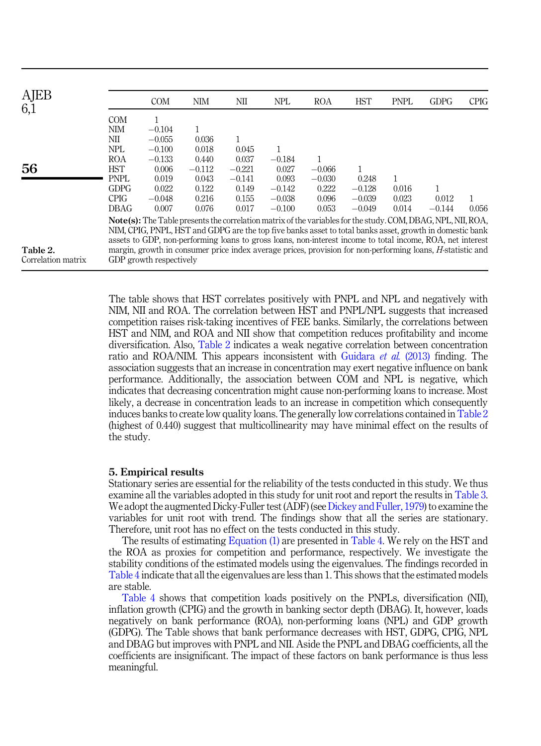**Table 2.** Correlation matrix

| | COM | NIM | NII | NPL | ROA | HST | PNPL | GDPG | CPIG |
|---|---|---|---|---|---|---|---|---|---|
| COM | 1 | | | | | | | | |
| NIM | −0.104 | 1 | | | | | | | |
| NII | −0.055 | 0.036 | 1 | | | | | | |
| NPL | −0.100 | 0.018 | 0.045 | 1 | | | | | |
| ROA | −0.133 | 0.440 | 0.037 | −0.184 | 1 | | | | |
| HST | 0.006 | −0.112 | −0.221 | 0.027 | −0.066 | 1 | | | |
| PNPL | 0.019 | 0.043 | −0.141 | 0.093 | −0.030 | 0.248 | 1 | | |
| GDPG | 0.022 | 0.122 | 0.149 | −0.142 | 0.222 | −0.128 | 0.016 | 1 | |
| CPIG | −0.048 | 0.216 | 0.155 | −0.038 | 0.096 | −0.039 | 0.023 | 0.012 | 1 |
| DBAG | 0.007 | 0.076 | 0.017 | −0.100 | 0.053 | −0.049 | 0.014 | −0.144 | 0.056 |

**Note(s):** The Table presents the correlation matrix of the variables for the study. COM, DBAG, NPL, NII, ROA, NIM, CPIG, PNPL, HST and GDPG are the top five banks asset to total banks asset, growth in domestic bank assets to GDP, non-performing loans to gross loans, non-interest income to total income, ROA, net interest margin, growth in consumer price index average prices, provision for non-performing loans, *H*-statistic and GDP growth respectively

The table shows that HST correlates positively with PNPL and NPL and negatively with NIM, NII and ROA. The correlation between HST and PNPL/NPL suggests that increased competition raises risk-taking incentives of FEE banks. Similarly, the correlations between HST and NIM, and ROA and NII show that competition reduces profitability and income diversification. Also, Table 2 indicates a weak negative correlation between concentration ratio and ROA/NIM. This appears inconsistent with Guidara *et al.* (2013) finding. The association suggests that an increase in concentration may exert negative influence on bank performance. Additionally, the association between COM and NPL is negative, which indicates that decreasing concentration might cause non-performing loans to increase. Most likely, a decrease in concentration leads to an increase in competition which consequently induces banks to create low quality loans. The generally low correlations contained in Table 2 (highest of 0.440) suggest that multicollinearity may have minimal effect on the results of the study.

## 5. Empirical results

Stationary series are essential for the reliability of the tests conducted in this study. We thus examine all the variables adopted in this study for unit root and report the results in Table 3. We adopt the augmented Dicky-Fuller test (ADF) (see Dickey and Fuller, 1979) to examine the variables for unit root with trend. The findings show that all the series are stationary. Therefore, unit root has no effect on the tests conducted in this study.

The results of estimating Equation (1) are presented in Table 4. We rely on the HST and the ROA as proxies for competition and performance, respectively. We investigate the stability conditions of the estimated models using the eigenvalues. The findings recorded in Table 4 indicate that all the eigenvalues are less than 1. This shows that the estimated models are stable.

Table 4 shows that competition loads positively on the PNPLs, diversification (NII), inflation growth (CPIG) and the growth in banking sector depth (DBAG). It, however, loads negatively on bank performance (ROA), non-performing loans (NPL) and GDP growth (GDPG). The Table shows that bank performance decreases with HST, GDPG, CPIG, NPL and DBAG but improves with PNPL and NII. Aside the PNPL and DBAG coefficients, all the coefficients are insignificant. The impact of these factors on bank performance is thus less meaningful.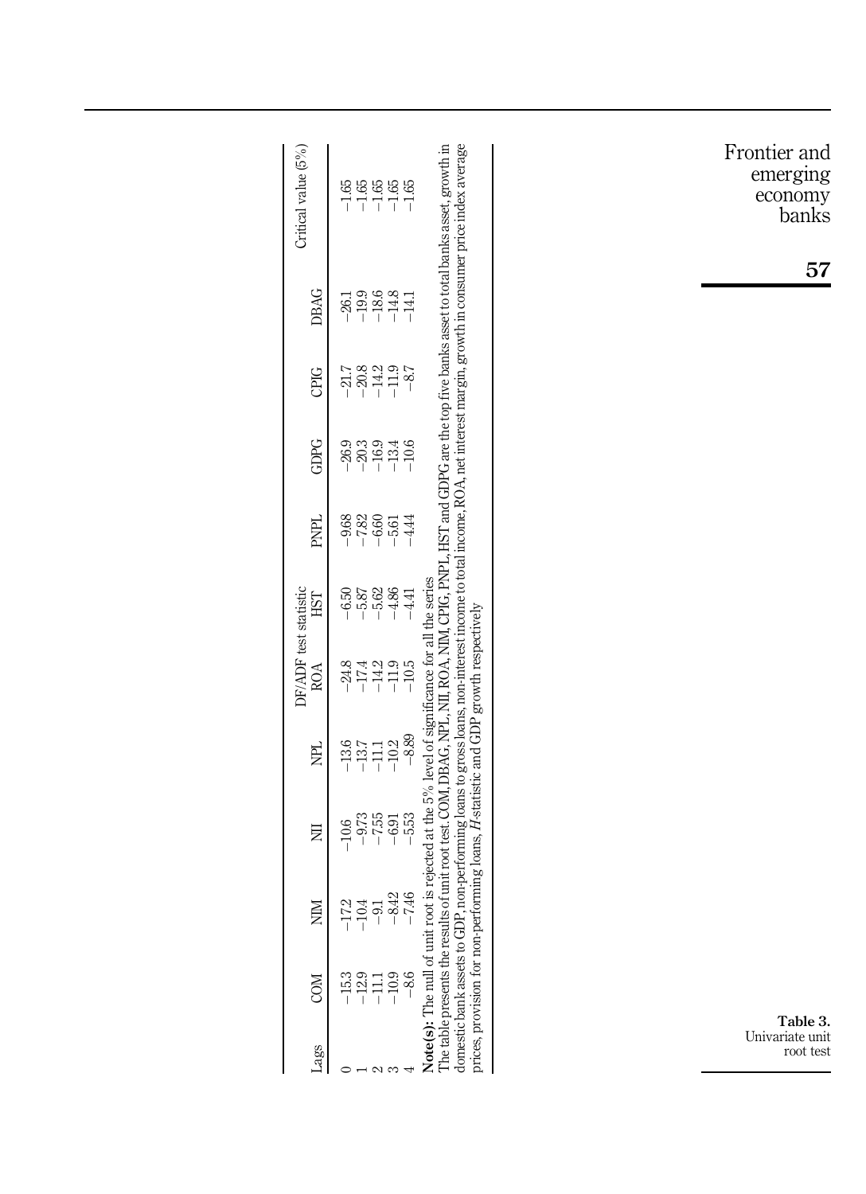**Table 3.** Univariate unit root test

| Lags | COM | NIM | NII | NPL | DF/ADF test statistic ROA | HST | PNPL | GDPG | CPIG | DBAG | Critical value (5%) |
|---|---|---|---|---|---|---|---|---|---|---|---|
| 0 | −15.3 | −17.2 | −10.6 | −13.6 | −24.8 | −6.50 | −9.68 | −26.9 | −21.7 | −26.1 | −1.65 |
| 1 | −12.9 | −10.4 | −9.73 | −13.7 | −17.4 | −5.87 | −7.82 | −20.3 | −20.8 | −19.9 | −1.65 |
| 2 | −11.1 | −9.1 | −7.55 | −11.1 | −14.2 | −5.62 | −6.60 | −16.9 | −14.2 | −18.6 | −1.65 |
| 3 | −10.9 | −8.42 | −6.91 | −10.2 | −11.9 | −4.86 | −5.61 | −13.4 | −11.9 | −14.8 | −1.65 |
| 4 | −8.6 | −7.46 | −5.53 | −8.89 | −10.5 | −4.41 | −4.44 | −10.6 | −8.7 | −14.1 | −1.65 |

**Note(s):** The null of unit root is rejected at the 5% level of significance for all the series
The table presents the results of unit root test. COM, DBAG, NPL, NII, ROA, NIM, CPIG, PNPL, HST and GDPG are the top five banks asset to total banks asset, growth in domestic bank assets to GDP, non-performing loans to gross loans, non-interest income to total income, ROA, net interest margin, growth in consumer price index average prices, provision for non-performing loans, *H*-statistic and GDP growth respectively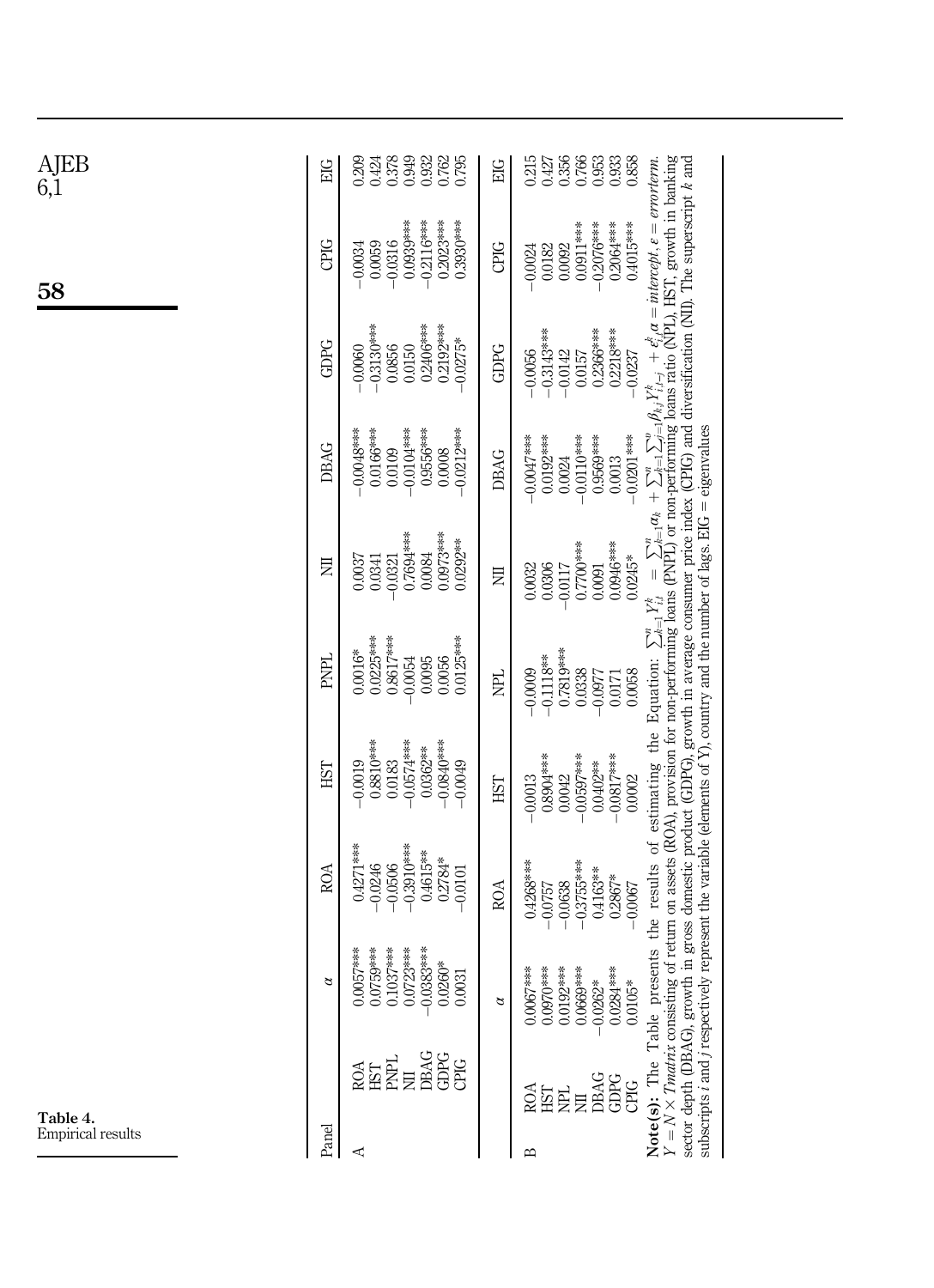**Table 4.** Empirical results

| Panel | | $\alpha$ | ROA | HST | PNPL | NII | DBAG | GDPG | CPIG | EIG |
|---|---|---|---|---|---|---|---|---|---|---|
| A | ROA | 0.0057*** | 0.4271*** | −0.0019 | 0.0016* | 0.0037 | −0.0048*** | −0.0060 | −0.0034 | 0.209 |
| | HST | 0.0759*** | −0.0246 | 0.8810*** | 0.0225*** | 0.0341 | 0.0166*** | −0.3130*** | 0.0059 | 0.424 |
| | PNPL | 0.1037*** | −0.0506 | 0.0183 | 0.8617*** | −0.0321 | 0.0109 | 0.0856 | −0.0316 | 0.378 |
| | NII | 0.0723*** | −0.3910*** | −0.0574*** | −0.0054 | 0.7694*** | −0.0104*** | 0.0150 | 0.0939*** | 0.949 |
| | DBAG | −0.0383*** | 0.4615** | 0.0362** | 0.0095 | 0.0084 | 0.9556*** | 0.2406*** | −0.2116*** | 0.932 |
| | GDPG | 0.0260* | 0.2784* | −0.0840*** | 0.0056 | 0.0973*** | 0.0008 | 0.2192*** | 0.2023*** | 0.762 |
| | CPIG | 0.0031 | −0.0101 | −0.0049 | 0.0125*** | 0.0292** | −0.0212*** | −0.0275* | 0.3930*** | 0.795 |
| | | $\alpha$ | ROA | HST | NPL | NII | DBAG | GDPG | CPIG | EIG |
| B | ROA | 0.0067*** | 0.4268*** | −0.0013 | −0.0009 | 0.0032 | −0.0047*** | −0.0056 | −0.0024 | 0.215 |
| | HST | 0.0970*** | −0.0757 | 0.8904*** | −0.1118** | 0.0306 | 0.0192*** | −0.3143*** | 0.0182 | 0.427 |
| | NPL | 0.0192*** | −0.0638 | 0.0042 | 0.7819*** | −0.0117 | 0.0024 | −0.0142 | 0.0092 | 0.356 |
| | NII | 0.0669*** | −0.3755*** | −0.0597*** | 0.0338 | 0.7700*** | −0.0110*** | 0.0157 | 0.0911*** | 0.766 |
| | DBAG | −0.0262* | 0.4163** | 0.0402** | −0.0977 | 0.0091 | 0.9569*** | 0.2366*** | −0.2076*** | 0.953 |
| | GDPG | 0.0284*** | 0.2867* | −0.0817*** | 0.0171 | 0.0946*** | 0.0013 | 0.2218*** | 0.2064*** | 0.933 |
| | CPIG | 0.0105* | −0.0067 | 0.0002 | 0.0058 | 0.0245* | −0.0201*** | −0.0237 | 0.4015*** | 0.858 |

**Note(s):** The Table presents the results of estimating the Equation: $\sum_{k=1}^{n} Y_{i,t}^{k} = \sum_{k=1}^{n}\alpha_k + \sum_{k=1}^{n}\sum_{j=1}^{p}\beta_{k,j}Y_{i,t-j}^{k} + \varepsilon_{i,t}^{k}$, $\alpha$ = *intercept*, $\varepsilon$ = *errorterm*. $Y = N \times T$*matrix* consisting of return on assets (ROA), provision for non-performing loans (PNPL) or non-performing loans ratio (NPL), HST, growth in banking sector depth (DBAG), growth in gross domestic product (GDPG), growth in average consumer price index (CPIG) and diversification (NII). The superscript $k$ and subscripts $i$ and $j$ respectively represent the variable (elements of Y), country and the number of lags. EIG = eigenvalues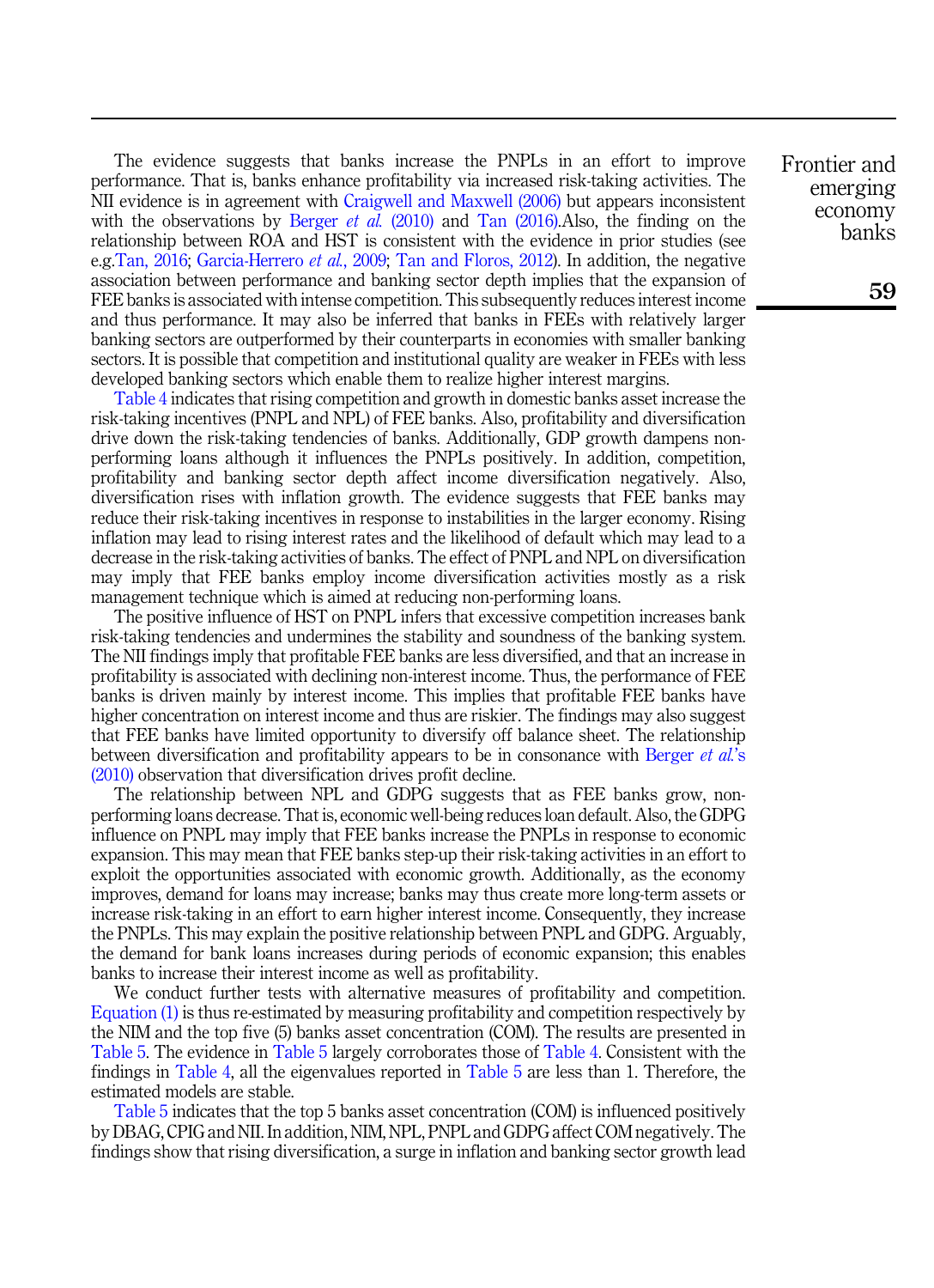The evidence suggests that banks increase the PNPLs in an effort to improve performance. That is, banks enhance profitability via increased risk-taking activities. The NII evidence is in agreement with Craigwell and Maxwell (2006) but appears inconsistent with the observations by Berger *et al.* (2010) and Tan (2016).Also, the finding on the relationship between ROA and HST is consistent with the evidence in prior studies (see e.g.Tan, 2016; Garcia-Herrero *et al.*, 2009; Tan and Floros, 2012). In addition, the negative association between performance and banking sector depth implies that the expansion of FEE banks is associated with intense competition. This subsequently reduces interest income and thus performance. It may also be inferred that banks in FEEs with relatively larger banking sectors are outperformed by their counterparts in economies with smaller banking sectors. It is possible that competition and institutional quality are weaker in FEEs with less developed banking sectors which enable them to realize higher interest margins.

Table 4 indicates that rising competition and growth in domestic banks asset increase the risk-taking incentives (PNPL and NPL) of FEE banks. Also, profitability and diversification drive down the risk-taking tendencies of banks. Additionally, GDP growth dampens non-performing loans although it influences the PNPLs positively. In addition, competition, profitability and banking sector depth affect income diversification negatively. Also, diversification rises with inflation growth. The evidence suggests that FEE banks may reduce their risk-taking incentives in response to instabilities in the larger economy. Rising inflation may lead to rising interest rates and the likelihood of default which may lead to a decrease in the risk-taking activities of banks. The effect of PNPL and NPL on diversification may imply that FEE banks employ income diversification activities mostly as a risk management technique which is aimed at reducing non-performing loans.

The positive influence of HST on PNPL infers that excessive competition increases bank risk-taking tendencies and undermines the stability and soundness of the banking system. The NII findings imply that profitable FEE banks are less diversified, and that an increase in profitability is associated with declining non-interest income. Thus, the performance of FEE banks is driven mainly by interest income. This implies that profitable FEE banks have higher concentration on interest income and thus are riskier. The findings may also suggest that FEE banks have limited opportunity to diversify off balance sheet. The relationship between diversification and profitability appears to be in consonance with Berger *et al.*'s (2010) observation that diversification drives profit decline.

The relationship between NPL and GDPG suggests that as FEE banks grow, non-performing loans decrease. That is, economic well-being reduces loan default. Also, the GDPG influence on PNPL may imply that FEE banks increase the PNPLs in response to economic expansion. This may mean that FEE banks step-up their risk-taking activities in an effort to exploit the opportunities associated with economic growth. Additionally, as the economy improves, demand for loans may increase; banks may thus create more long-term assets or increase risk-taking in an effort to earn higher interest income. Consequently, they increase the PNPLs. This may explain the positive relationship between PNPL and GDPG. Arguably, the demand for bank loans increases during periods of economic expansion; this enables banks to increase their interest income as well as profitability.

We conduct further tests with alternative measures of profitability and competition. Equation (1) is thus re-estimated by measuring profitability and competition respectively by the NIM and the top five (5) banks asset concentration (COM). The results are presented in Table 5. The evidence in Table 5 largely corroborates those of Table 4. Consistent with the findings in Table 4, all the eigenvalues reported in Table 5 are less than 1. Therefore, the estimated models are stable.

Table 5 indicates that the top 5 banks asset concentration (COM) is influenced positively by DBAG, CPIG and NII. In addition, NIM, NPL, PNPL and GDPG affect COM negatively. The findings show that rising diversification, a surge in inflation and banking sector growth lead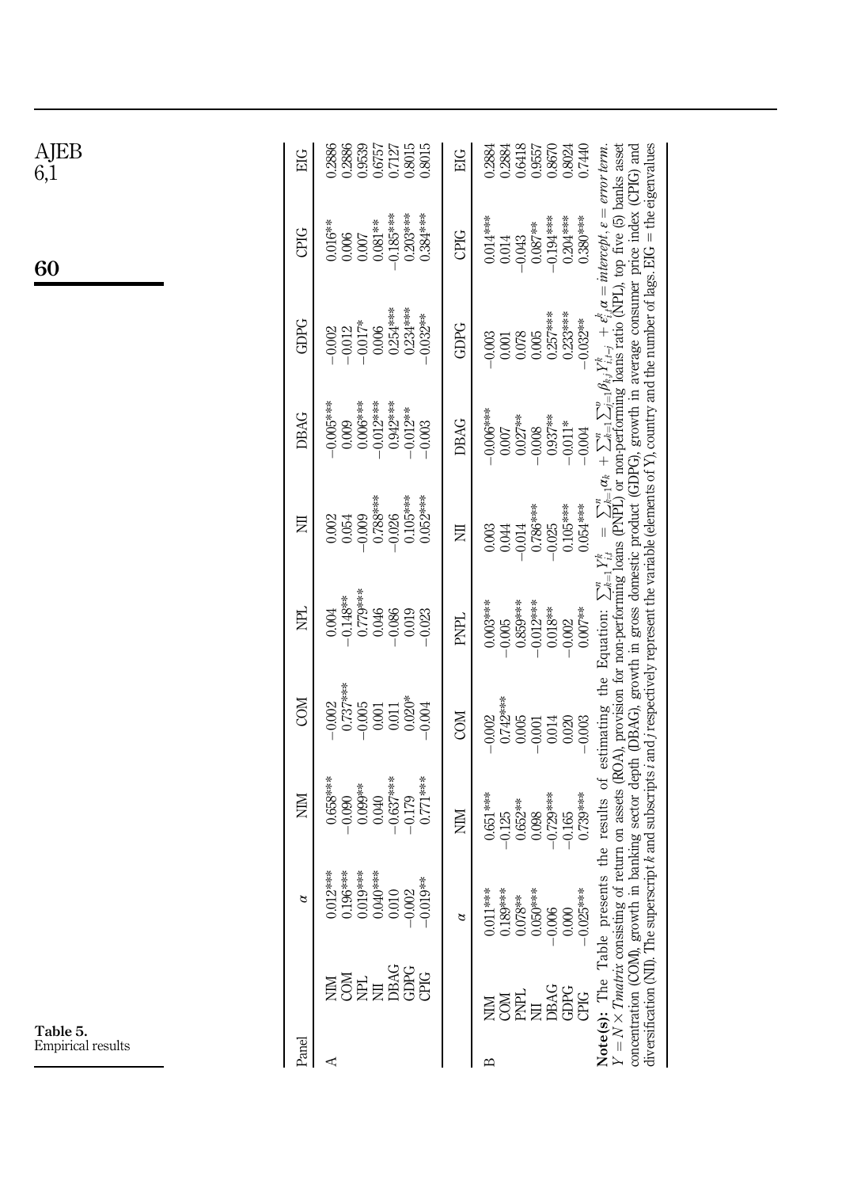**Table 5.** Empirical results

| Panel | | $\alpha$ | NIM | COM | NPL | NII | DBAG | GDPG | CPIG | EIG |
|---|---|---|---|---|---|---|---|---|---|---|
| A | NIM | 0.012*** | 0.658*** | −0.002 | 0.004 | 0.002 | −0.005*** | −0.002 | 0.016** | 0.2886 |
| | COM | 0.196*** | −0.090 | 0.737*** | −0.148** | 0.054 | 0.009 | −0.012 | 0.006 | 0.2886 |
| | NPL | 0.019*** | 0.099** | −0.005 | 0.779*** | −0.009 | 0.006*** | −0.017* | 0.007 | 0.9539 |
| | NII | 0.040*** | 0.040 | 0.001 | 0.046 | 0.788*** | −0.012*** | 0.006 | 0.081** | 0.6757 |
| | DBAG | 0.010 | −0.637*** | 0.011 | −0.086 | −0.026 | 0.942*** | 0.254*** | −0.185*** | 0.7127 |
| | GDPG | −0.002 | −0.179 | 0.020* | 0.019 | 0.105*** | −0.012** | 0.234*** | 0.203*** | 0.8015 |
| | CPIG | −0.019** | 0.771*** | −0.004 | −0.023 | 0.052*** | −0.003 | −0.032** | 0.384*** | 0.8015 |
| | | $\alpha$ | NIM | COM | PNPL | NII | DBAG | GDPG | CPIG | EIG |
| B | NIM | 0.011*** | 0.651*** | −0.002 | 0.003*** | 0.003 | −0.006*** | −0.003 | 0.014*** | 0.2884 |
| | COM | 0.189*** | −0.125 | 0.742*** | −0.005 | 0.044 | 0.007 | 0.001 | 0.014 | 0.2884 |
| | PNPL | 0.078** | 0.652** | 0.005 | 0.859*** | −0.014 | 0.027** | 0.078 | −0.043 | 0.6418 |
| | NII | 0.050*** | 0.098 | −0.001 | −0.012*** | 0.786*** | −0.008 | 0.005 | 0.087** | 0.9557 |
| | DBAG | −0.006 | −0.729*** | 0.014 | 0.018** | −0.025 | 0.937** | 0.257*** | −0.194*** | 0.8670 |
| | GDPG | 0.000 | −0.165 | 0.020 | −0.002 | 0.105*** | −0.011* | 0.233*** | 0.204*** | 0.8024 |
| | CPIG | −0.025*** | 0.739*** | −0.003 | 0.007** | 0.054*** | −0.004 | −0.032** | 0.380*** | 0.7440 |

**Note(s):** The Table presents the results of estimating the Equation: $\sum_{k=1}^{n} Y_{i,t}^{k} = \sum_{k=1}^{n} \alpha_k + \sum_{k=1}^{n} \sum_{j=1}^{p} \beta_{kj} Y_{i,t-j}^{k} + \varepsilon_{i,t}^{k}$ $\alpha$ = *intercept*, $\varepsilon$ = *error term*. $Y = N \times T$*matrix* consisting of return on assets (ROA), provision for non-performing loans (PNPL) or non-performing loans ratio (NPL), top five (5) banks asset concentration (COM), growth in banking sector depth (DBAG), growth in gross domestic product (GDPG), growth in average consumer price index (CPIG) and diversification (NII). The superscript $k$ and subscripts $i$ and $j$ respectively represent the variable (elements of Y), country and the number of lags. EIG = the eigenvalues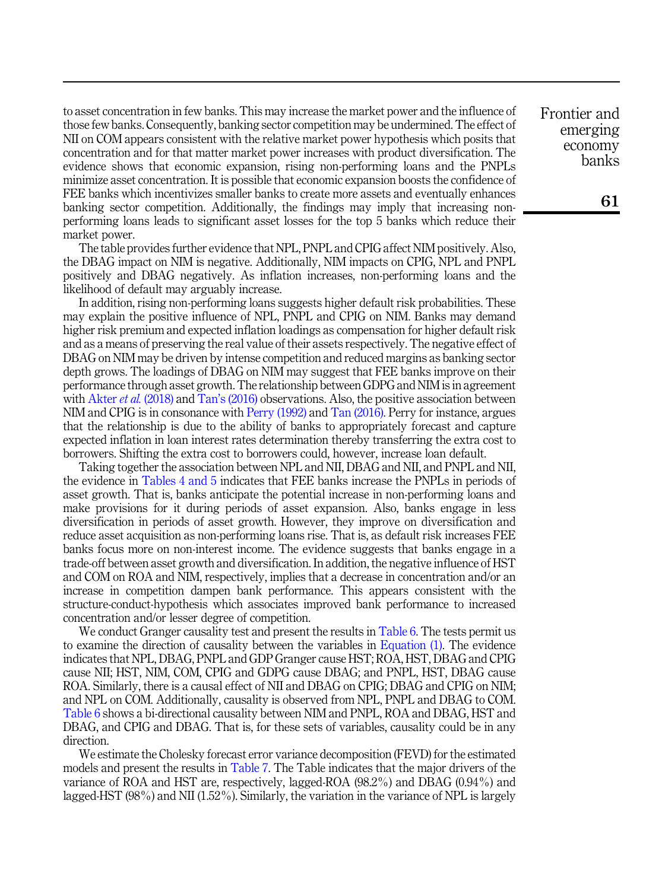to asset concentration in few banks. This may increase the market power and the influence of those few banks. Consequently, banking sector competition may be undermined. The effect of NII on COM appears consistent with the relative market power hypothesis which posits that concentration and for that matter market power increases with product diversification. The evidence shows that economic expansion, rising non-performing loans and the PNPLs minimize asset concentration. It is possible that economic expansion boosts the confidence of FEE banks which incentivizes smaller banks to create more assets and eventually enhances banking sector competition. Additionally, the findings may imply that increasing non-performing loans leads to significant asset losses for the top 5 banks which reduce their market power.

The table provides further evidence that NPL, PNPL and CPIG affect NIM positively. Also, the DBAG impact on NIM is negative. Additionally, NIM impacts on CPIG, NPL and PNPL positively and DBAG negatively. As inflation increases, non-performing loans and the likelihood of default may arguably increase.

In addition, rising non-performing loans suggests higher default risk probabilities. These may explain the positive influence of NPL, PNPL and CPIG on NIM. Banks may demand higher risk premium and expected inflation loadings as compensation for higher default risk and as a means of preserving the real value of their assets respectively. The negative effect of DBAG on NIM may be driven by intense competition and reduced margins as banking sector depth grows. The loadings of DBAG on NIM may suggest that FEE banks improve on their performance through asset growth. The relationship between GDPG and NIM is in agreement with Akter *et al.* (2018) and Tan's (2016) observations. Also, the positive association between NIM and CPIG is in consonance with Perry (1992) and Tan (2016). Perry for instance, argues that the relationship is due to the ability of banks to appropriately forecast and capture expected inflation in loan interest rates determination thereby transferring the extra cost to borrowers. Shifting the extra cost to borrowers could, however, increase loan default.

Taking together the association between NPL and NII, DBAG and NII, and PNPL and NII, the evidence in Tables 4 and 5 indicates that FEE banks increase the PNPLs in periods of asset growth. That is, banks anticipate the potential increase in non-performing loans and make provisions for it during periods of asset expansion. Also, banks engage in less diversification in periods of asset growth. However, they improve on diversification and reduce asset acquisition as non-performing loans rise. That is, as default risk increases FEE banks focus more on non-interest income. The evidence suggests that banks engage in a trade-off between asset growth and diversification. In addition, the negative influence of HST and COM on ROA and NIM, respectively, implies that a decrease in concentration and/or an increase in competition dampen bank performance. This appears consistent with the structure-conduct-hypothesis which associates improved bank performance to increased concentration and/or lesser degree of competition.

We conduct Granger causality test and present the results in Table 6. The tests permit us to examine the direction of causality between the variables in Equation (1). The evidence indicates that NPL, DBAG, PNPL and GDP Granger cause HST; ROA, HST, DBAG and CPIG cause NII; HST, NIM, COM, CPIG and GDPG cause DBAG; and PNPL, HST, DBAG cause ROA. Similarly, there is a causal effect of NII and DBAG on CPIG; DBAG and CPIG on NIM; and NPL on COM. Additionally, causality is observed from NPL, PNPL and DBAG to COM. Table 6 shows a bi-directional causality between NIM and PNPL, ROA and DBAG, HST and DBAG, and CPIG and DBAG. That is, for these sets of variables, causality could be in any direction.

We estimate the Cholesky forecast error variance decomposition (FEVD) for the estimated models and present the results in Table 7. The Table indicates that the major drivers of the variance of ROA and HST are, respectively, lagged-ROA (98.2%) and DBAG (0.94%) and lagged-HST (98%) and NII (1.52%). Similarly, the variation in the variance of NPL is largely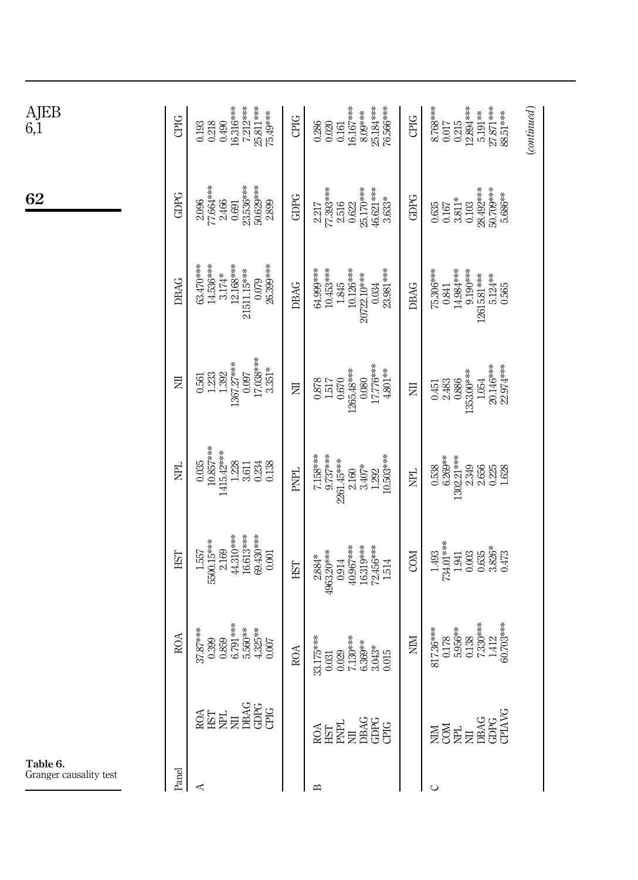Table 6.
Granger causality test

| Panel | | ROA | HST | NPL | NII | DBAG | GDPG | CPIG |
|---|---|---|---|---|---|---|---|---|
| A | ROA | 37.87*** | 1.557 | 0.035 | 0.561 | 63.470*** | 2.096 | 0.193 |
| | HST | 0.399 | 5500.15*** | 10.857*** | 1.233 | 14.536*** | 77.664*** | 0.218 |
| | NPL | 0.859 | 2.169 | 1415.42*** | 1.392 | 3.174* | 2.466 | 0.490 |
| | NII | 6.791*** | 44.310*** | 1.228 | 1367.27*** | 12.168*** | 0.691 | 16.316*** |
| | DBAG | 5.560** | 16.613*** | 3.611 | 0.097 | 21511.15*** | 23.536*** | 7.212*** |
| | GDPG | 4.325** | 69.430*** | 0.234 | 17.038*** | 0.079 | 50.629*** | 25.811*** |
| | CPIG | 0.007 | 0.001 | 0.138 | 3.351* | 26.399*** | 2.899 | 75.49*** |
| | | ROA | HST | PNPL | NII | DBAG | GDPG | CPIG |
| B | ROA | 33.175*** | 2.884* | 7.158*** | 0.878 | 64.999*** | 2.217 | 0.286 |
| | HST | 0.031 | 4963.20*** | 9.737*** | 1.517 | 10.453*** | 77.393*** | 0.020 |
| | PNPL | 0.029 | 0.914 | 2261.45*** | 0.670 | 1.845 | 2.516 | 0.161 |
| | NII | 7.130*** | 40.967*** | 2.160 | 1265.48*** | 10.126*** | 0.622 | 16.167*** |
| | DBAG | 6.369** | 16.319*** | 3.407* | 0.080 | 20722.10*** | 25.170*** | 8.09*** |
| | GDPG | 3.043* | 72.456*** | 1.292 | 17.776*** | 0.034 | 46.621*** | 25.184*** |
| | CPIG | 0.015 | 1.514 | 10.503*** | 4.801** | 23.981*** | 3.633* | 76.566*** |
| | | NIM | COM | NPL | NII | DBAG | GDPG | CPIG |
| C | NIM | 817.36*** | 1.493 | 0.538 | 0.451 | 75.306*** | 0.635 | 8.768*** |
| | COM | 0.178 | 734.01*** | 6.269** | 2.483 | 0.841 | 0.167 | 0.017 |
| | NPL | 5.956** | 1.941 | 1302.21*** | 0.886 | 14.984*** | 3.811* | 0.215 |
| | NII | 0.138 | 0.003 | 2.349 | 1353.00*** | 9.190*** | 0.103 | 12.894*** |
| | DBAG | 7.330*** | 0.635 | 2.656 | 1.054 | 12615.81*** | 28.492*** | 5.191** |
| | GDPG | 1.412 | 3.826* | 0.225 | 20.146*** | 5.124** | 50.709*** | 27.871*** |
| | CPIAVG | 60.703*** | 0.473 | 1.628 | 22.974*** | 0.565 | 5.686** | 88.51*** |

(*continued*)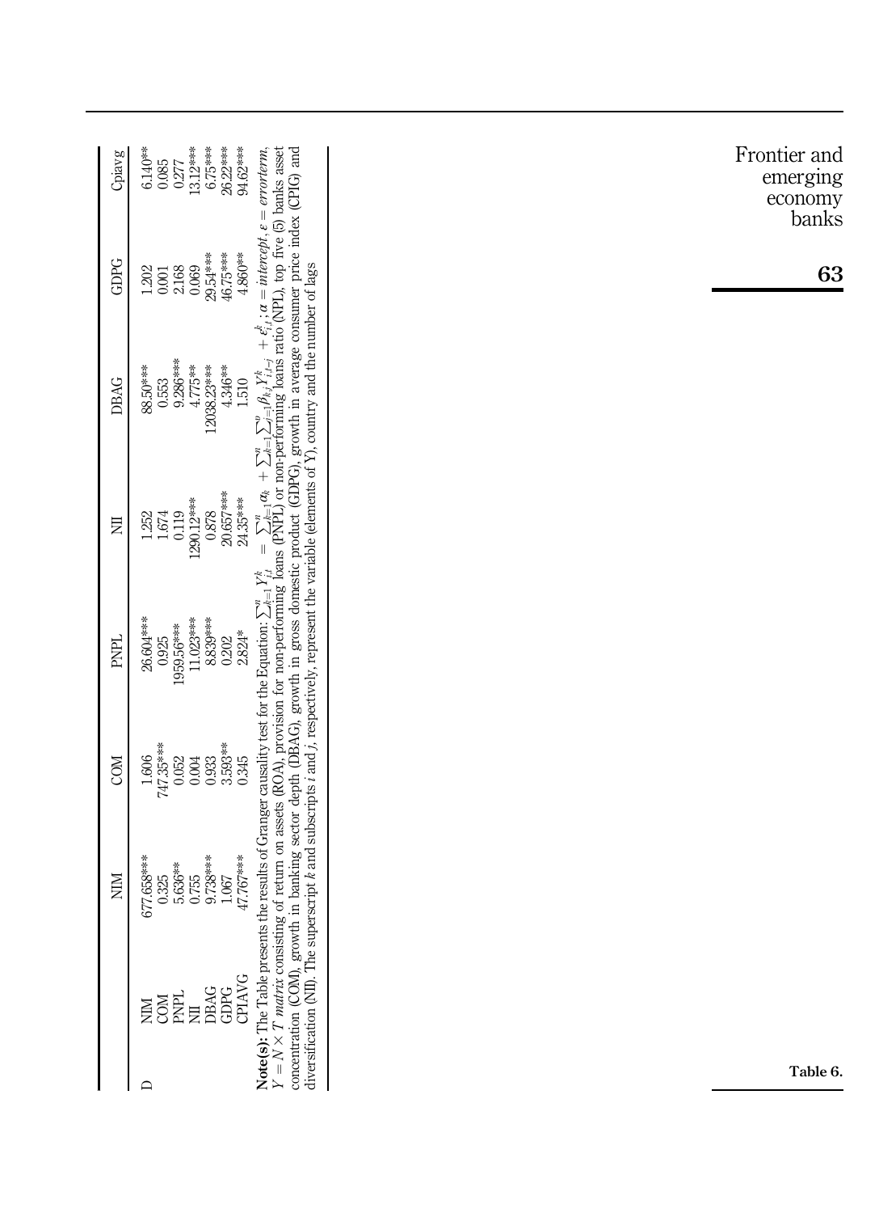| | | NIM | COM | PNPL | NII | DBAG | GDPG | Cpiavg |
|---|---|---|---|---|---|---|---|---|
| D | NIM | 677.658*** | 1.606 | 26.604*** | 1.252 | 88.50*** | 1.202 | 6.140** |
| | COM | 0.325 | 747.35*** | 0.925 | 1.674 | 0.553 | 0.001 | 0.085 |
| | PNPL | 5.636** | 0.052 | 1959.56*** | 0.119 | 9.286*** | 2.168 | 0.277 |
| | NII | 0.755 | 0.004 | 11.023*** | 1290.12*** | 4.775** | 0.069 | 13.12*** |
| | DBAG | 9.738*** | 0.933 | 8.839*** | 0.878 | 12038.23*** | 29.54*** | 6.75*** |
| | GDPG | 1.067 | 3.593** | 0.202 | 20.657*** | 4.346** | 46.75*** | 26.22*** |
| | CPIAVG | 47.767*** | 0.345 | 2.824* | 24.35*** | 1.510 | 4.860** | 94.62*** |

**Note(s):** The Table presents the results of Granger causality test for the Equation: $\sum_{k=1}^{n} Y_{i,t}^{k} = \sum_{k=1}^{n} \alpha_k + \sum_{k=1}^{n}\sum_{j=1}^{p} \beta_{k,j} Y_{i,t-j}^{k} + \varepsilon_{i,t}^{k}$; $\alpha = intercept$, $\varepsilon = errorterm$, $Y = N \times T$ *matrix* consisting of return on assets (ROA), provision for non-performing loans (PNPL) or non-performing loans ratio (NPL), top five (5) banks asset concentration (COM), growth in banking sector depth (DBAG), growth in gross domestic product (GDPG), growth in average consumer price index (CPIG) and diversification (NII). The superscript $k$ and subscripts $i$ and $j$, respectively, represent the variable (elements of Y), country and the number of lags

**Table 6.**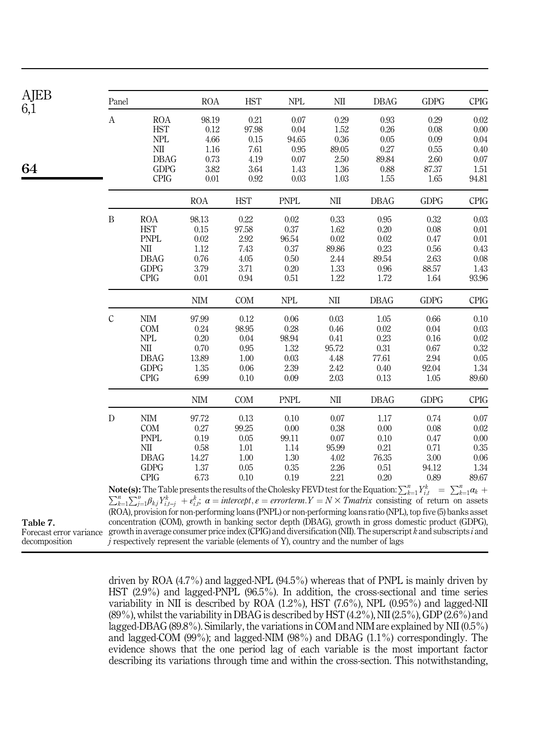| Panel | | ROA | HST | NPL | NII | DBAG | GDPG | CPIG |
|---|---|---|---|---|---|---|---|---|
| A | ROA | 98.19 | 0.21 | 0.07 | 0.29 | 0.93 | 0.29 | 0.02 |
| | HST | 0.12 | 97.98 | 0.04 | 1.52 | 0.26 | 0.08 | 0.00 |
| | NPL | 4.66 | 0.15 | 94.65 | 0.36 | 0.05 | 0.09 | 0.04 |
| | NII | 1.16 | 7.61 | 0.95 | 89.05 | 0.27 | 0.55 | 0.40 |
| | DBAG | 0.73 | 4.19 | 0.07 | 2.50 | 89.84 | 2.60 | 0.07 |
| | GDPG | 3.82 | 3.64 | 1.43 | 1.36 | 0.88 | 87.37 | 1.51 |
| | CPIG | 0.01 | 0.92 | 0.03 | 1.03 | 1.55 | 1.65 | 94.81 |
| | | ROA | HST | PNPL | NII | DBAG | GDPG | CPIG |
| B | ROA | 98.13 | 0.22 | 0.02 | 0.33 | 0.95 | 0.32 | 0.03 |
| | HST | 0.15 | 97.58 | 0.37 | 1.62 | 0.20 | 0.08 | 0.01 |
| | PNPL | 0.02 | 2.92 | 96.54 | 0.02 | 0.02 | 0.47 | 0.01 |
| | NII | 1.12 | 7.43 | 0.37 | 89.86 | 0.23 | 0.56 | 0.43 |
| | DBAG | 0.76 | 4.05 | 0.50 | 2.44 | 89.54 | 2.63 | 0.08 |
| | GDPG | 3.79 | 3.71 | 0.20 | 1.33 | 0.96 | 88.57 | 1.43 |
| | CPIG | 0.01 | 0.94 | 0.51 | 1.22 | 1.72 | 1.64 | 93.96 |
| | | NIM | COM | NPL | NII | DBAG | GDPG | CPIG |
| C | NIM | 97.99 | 0.12 | 0.06 | 0.03 | 1.05 | 0.66 | 0.10 |
| | COM | 0.24 | 98.95 | 0.28 | 0.46 | 0.02 | 0.04 | 0.03 |
| | NPL | 0.20 | 0.04 | 98.94 | 0.41 | 0.23 | 0.16 | 0.02 |
| | NII | 0.70 | 0.95 | 1.32 | 95.72 | 0.31 | 0.67 | 0.32 |
| | DBAG | 13.89 | 1.00 | 0.03 | 4.48 | 77.61 | 2.94 | 0.05 |
| | GDPG | 1.35 | 0.06 | 2.39 | 2.42 | 0.40 | 92.04 | 1.34 |
| | CPIG | 6.99 | 0.10 | 0.09 | 2.03 | 0.13 | 1.05 | 89.60 |
| | | NIM | COM | PNPL | NII | DBAG | GDPG | CPIG |
| D | NIM | 97.72 | 0.13 | 0.10 | 0.07 | 1.17 | 0.74 | 0.07 |
| | COM | 0.27 | 99.25 | 0.00 | 0.38 | 0.00 | 0.08 | 0.02 |
| | PNPL | 0.19 | 0.05 | 99.11 | 0.07 | 0.10 | 0.47 | 0.00 |
| | NII | 0.58 | 1.01 | 1.14 | 95.99 | 0.21 | 0.71 | 0.35 |
| | DBAG | 14.27 | 1.00 | 1.30 | 4.02 | 76.35 | 3.00 | 0.06 |
| | GDPG | 1.37 | 0.05 | 0.35 | 2.26 | 0.51 | 94.12 | 1.34 |
| | CPIG | 6.73 | 0.10 | 0.19 | 2.21 | 0.20 | 0.89 | 89.67 |

**Note(s):** The Table presents the results of the Cholesky FEVD test for the Equation: $\sum_{k=1}^{n} Y_{i,t}^{k} = \sum_{k=1}^{n} \alpha_k + \sum_{k=1}^{n}\sum_{j=1}^{v} \beta_{k,j} Y_{i,t-j}^{k} + \varepsilon_{i,t}^{k}$; $\alpha = intercept$, $\varepsilon = error term$. $Y = N \times T matrix$ consisting of return on assets (ROA), provision for non-performing loans (PNPL) or non-performing loans ratio (NPL), top five (5) banks asset concentration (COM), growth in banking sector depth (DBAG), growth in gross domestic product (GDPG), growth in average consumer price index (CPIG) and diversification (NII). The superscript $k$ and subscripts $i$ and $j$ respectively represent the variable (elements of Y), country and the number of lags

Table 7. Forecast error variance decomposition

driven by ROA (4.7%) and lagged-NPL (94.5%) whereas that of PNPL is mainly driven by HST (2.9%) and lagged-PNPL (96.5%). In addition, the cross-sectional and time series variability in NII is described by ROA (1.2%), HST (7.6%), NPL (0.95%) and lagged-NII (89%), whilst the variability in DBAG is described by HST (4.2%), NII (2.5%), GDP (2.6%) and lagged-DBAG (89.8%). Similarly, the variations in COM and NIM are explained by NII (0.5%) and lagged-COM (99%); and lagged-NIM (98%) and DBAG (1.1%) correspondingly. The evidence shows that the one period lag of each variable is the most important factor describing its variations through time and within the cross-section. This notwithstanding,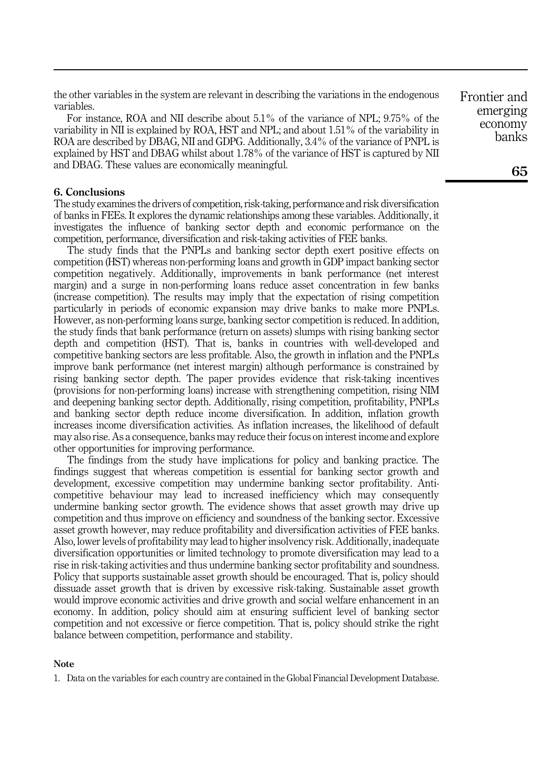the other variables in the system are relevant in describing the variations in the endogenous variables.

For instance, ROA and NII describe about 5.1% of the variance of NPL; 9.75% of the variability in NII is explained by ROA, HST and NPL; and about 1.51% of the variability in ROA are described by DBAG, NII and GDPG. Additionally, 3.4% of the variance of PNPL is explained by HST and DBAG whilst about 1.78% of the variance of HST is captured by NII and DBAG. These values are economically meaningful.

## 6. Conclusions

The study examines the drivers of competition, risk-taking, performance and risk diversification of banks in FEEs. It explores the dynamic relationships among these variables. Additionally, it investigates the influence of banking sector depth and economic performance on the competition, performance, diversification and risk-taking activities of FEE banks.

The study finds that the PNPLs and banking sector depth exert positive effects on competition (HST) whereas non-performing loans and growth in GDP impact banking sector competition negatively. Additionally, improvements in bank performance (net interest margin) and a surge in non-performing loans reduce asset concentration in few banks (increase competition). The results may imply that the expectation of rising competition particularly in periods of economic expansion may drive banks to make more PNPLs. However, as non-performing loans surge, banking sector competition is reduced. In addition, the study finds that bank performance (return on assets) slumps with rising banking sector depth and competition (HST). That is, banks in countries with well-developed and competitive banking sectors are less profitable. Also, the growth in inflation and the PNPLs improve bank performance (net interest margin) although performance is constrained by rising banking sector depth. The paper provides evidence that risk-taking incentives (provisions for non-performing loans) increase with strengthening competition, rising NIM and deepening banking sector depth. Additionally, rising competition, profitability, PNPLs and banking sector depth reduce income diversification. In addition, inflation growth increases income diversification activities. As inflation increases, the likelihood of default may also rise. As a consequence, banks may reduce their focus on interest income and explore other opportunities for improving performance.

The findings from the study have implications for policy and banking practice. The findings suggest that whereas competition is essential for banking sector growth and development, excessive competition may undermine banking sector profitability. Anti-competitive behaviour may lead to increased inefficiency which may consequently undermine banking sector growth. The evidence shows that asset growth may drive up competition and thus improve on efficiency and soundness of the banking sector. Excessive asset growth however, may reduce profitability and diversification activities of FEE banks. Also, lower levels of profitability may lead to higher insolvency risk. Additionally, inadequate diversification opportunities or limited technology to promote diversification may lead to a rise in risk-taking activities and thus undermine banking sector profitability and soundness. Policy that supports sustainable asset growth should be encouraged. That is, policy should dissuade asset growth that is driven by excessive risk-taking. Sustainable asset growth would improve economic activities and drive growth and social welfare enhancement in an economy. In addition, policy should aim at ensuring sufficient level of banking sector competition and not excessive or fierce competition. That is, policy should strike the right balance between competition, performance and stability.

### Note

1. Data on the variables for each country are contained in the Global Financial Development Database.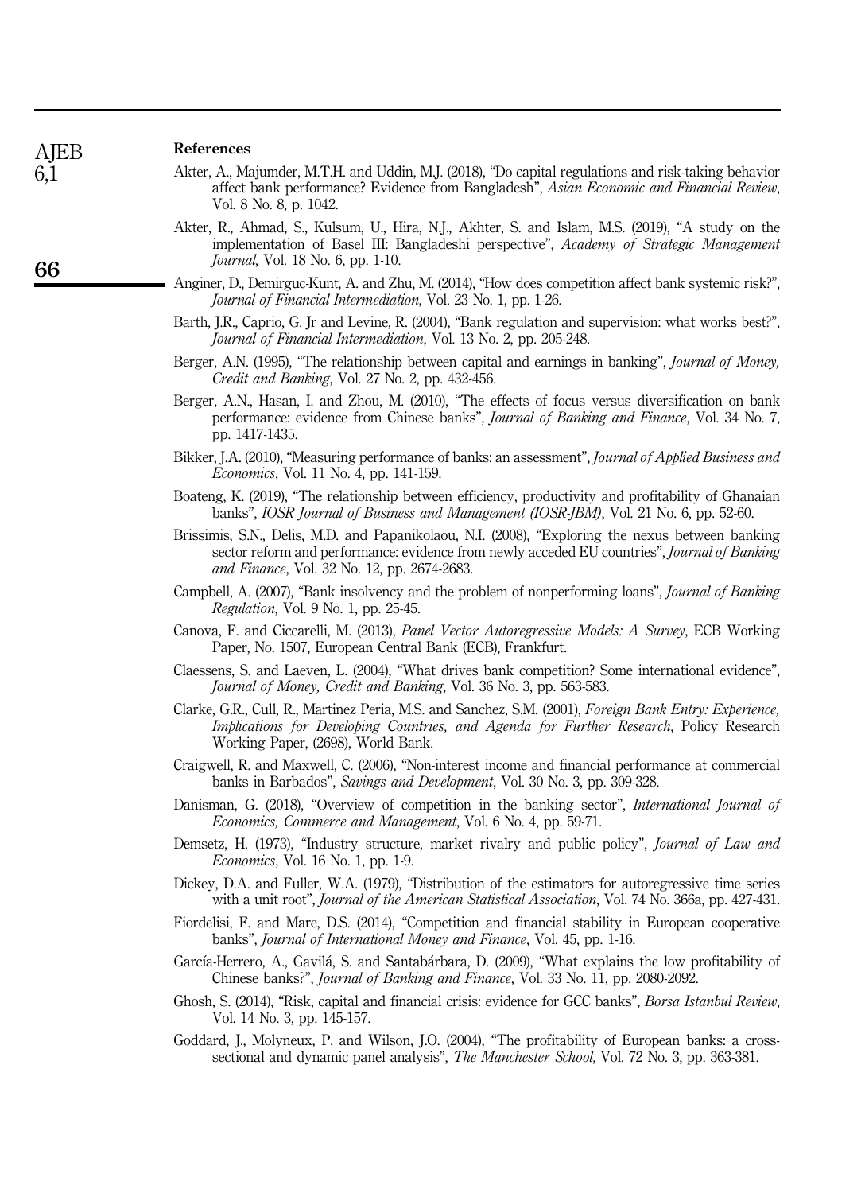## References

Akter, A., Majumder, M.T.H. and Uddin, M.J. (2018), "Do capital regulations and risk-taking behavior affect bank performance? Evidence from Bangladesh", *Asian Economic and Financial Review*, Vol. 8 No. 8, p. 1042.

Akter, R., Ahmad, S., Kulsum, U., Hira, N.J., Akhter, S. and Islam, M.S. (2019), "A study on the implementation of Basel III: Bangladeshi perspective", *Academy of Strategic Management Journal*, Vol. 18 No. 6, pp. 1-10.

Anginer, D., Demirguc-Kunt, A. and Zhu, M. (2014), "How does competition affect bank systemic risk?", *Journal of Financial Intermediation*, Vol. 23 No. 1, pp. 1-26.

Barth, J.R., Caprio, G. Jr and Levine, R. (2004), "Bank regulation and supervision: what works best?", *Journal of Financial Intermediation*, Vol. 13 No. 2, pp. 205-248.

Berger, A.N. (1995), "The relationship between capital and earnings in banking", *Journal of Money, Credit and Banking*, Vol. 27 No. 2, pp. 432-456.

Berger, A.N., Hasan, I. and Zhou, M. (2010), "The effects of focus versus diversification on bank performance: evidence from Chinese banks", *Journal of Banking and Finance*, Vol. 34 No. 7, pp. 1417-1435.

Bikker, J.A. (2010), "Measuring performance of banks: an assessment", *Journal of Applied Business and Economics*, Vol. 11 No. 4, pp. 141-159.

Boateng, K. (2019), "The relationship between efficiency, productivity and profitability of Ghanaian banks", *IOSR Journal of Business and Management (IOSR-JBM)*, Vol. 21 No. 6, pp. 52-60.

Brissimis, S.N., Delis, M.D. and Papanikolaou, N.I. (2008), "Exploring the nexus between banking sector reform and performance: evidence from newly acceded EU countries", *Journal of Banking and Finance*, Vol. 32 No. 12, pp. 2674-2683.

Campbell, A. (2007), "Bank insolvency and the problem of nonperforming loans", *Journal of Banking Regulation*, Vol. 9 No. 1, pp. 25-45.

Canova, F. and Ciccarelli, M. (2013), *Panel Vector Autoregressive Models: A Survey*, ECB Working Paper, No. 1507, European Central Bank (ECB), Frankfurt.

Claessens, S. and Laeven, L. (2004), "What drives bank competition? Some international evidence", *Journal of Money, Credit and Banking*, Vol. 36 No. 3, pp. 563-583.

Clarke, G.R., Cull, R., Martinez Peria, M.S. and Sanchez, S.M. (2001), *Foreign Bank Entry: Experience, Implications for Developing Countries, and Agenda for Further Research*, Policy Research Working Paper, (2698), World Bank.

Craigwell, R. and Maxwell, C. (2006), "Non-interest income and financial performance at commercial banks in Barbados", *Savings and Development*, Vol. 30 No. 3, pp. 309-328.

Danisman, G. (2018), "Overview of competition in the banking sector", *International Journal of Economics, Commerce and Management*, Vol. 6 No. 4, pp. 59-71.

Demsetz, H. (1973), "Industry structure, market rivalry and public policy", *Journal of Law and Economics*, Vol. 16 No. 1, pp. 1-9.

Dickey, D.A. and Fuller, W.A. (1979), "Distribution of the estimators for autoregressive time series with a unit root", *Journal of the American Statistical Association*, Vol. 74 No. 366a, pp. 427-431.

Fiordelisi, F. and Mare, D.S. (2014), "Competition and financial stability in European cooperative banks", *Journal of International Money and Finance*, Vol. 45, pp. 1-16.

García-Herrero, A., Gavilá, S. and Santabárbara, D. (2009), "What explains the low profitability of Chinese banks?", *Journal of Banking and Finance*, Vol. 33 No. 11, pp. 2080-2092.

Ghosh, S. (2014), "Risk, capital and financial crisis: evidence for GCC banks", *Borsa Istanbul Review*, Vol. 14 No. 3, pp. 145-157.

Goddard, J., Molyneux, P. and Wilson, J.O. (2004), "The profitability of European banks: a cross-sectional and dynamic panel analysis", *The Manchester School*, Vol. 72 No. 3, pp. 363-381.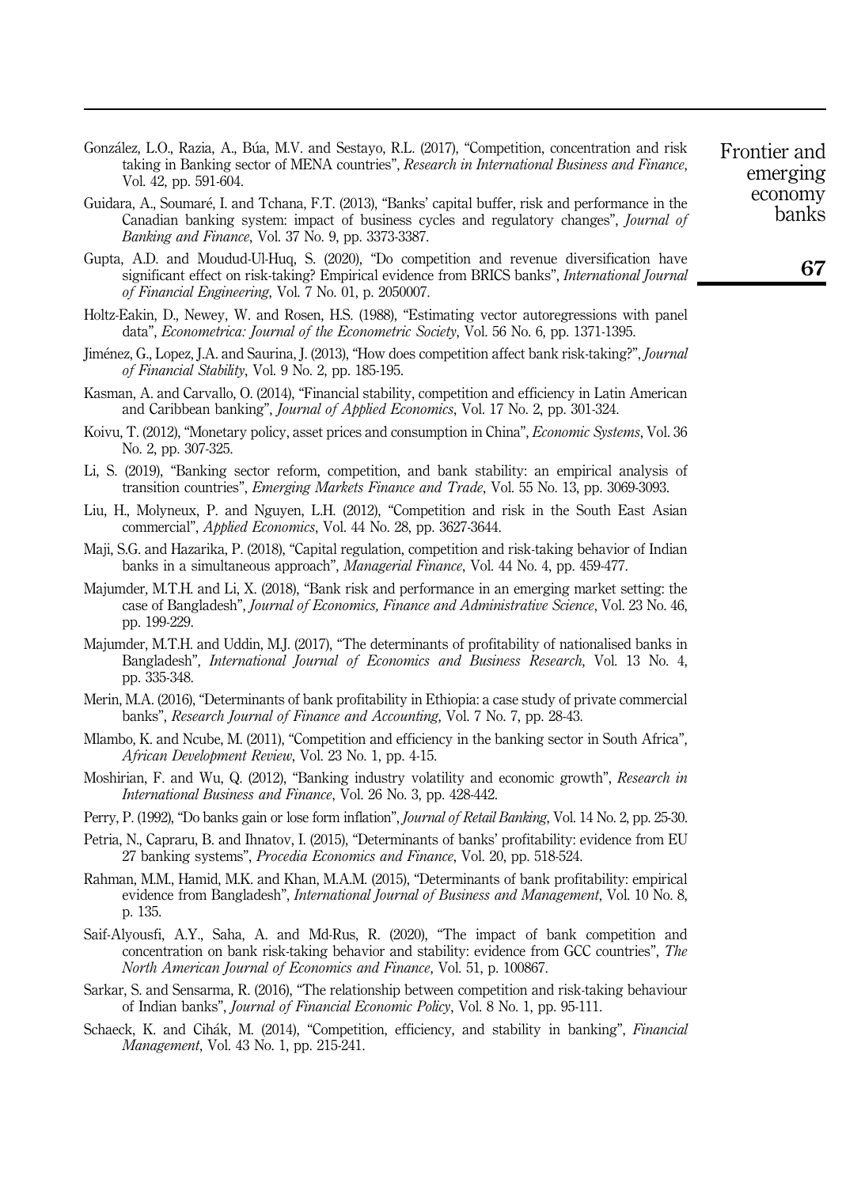González, L.O., Razia, A., Búa, M.V. and Sestayo, R.L. (2017), "Competition, concentration and risk taking in Banking sector of MENA countries", *Research in International Business and Finance*, Vol. 42, pp. 591-604.

Guidara, A., Soumaré, I. and Tchana, F.T. (2013), "Banks' capital buffer, risk and performance in the Canadian banking system: impact of business cycles and regulatory changes", *Journal of Banking and Finance*, Vol. 37 No. 9, pp. 3373-3387.

Gupta, A.D. and Moudud-Ul-Huq, S. (2020), "Do competition and revenue diversification have significant effect on risk-taking? Empirical evidence from BRICS banks", *International Journal of Financial Engineering*, Vol. 7 No. 01, p. 2050007.

Holtz-Eakin, D., Newey, W. and Rosen, H.S. (1988), "Estimating vector autoregressions with panel data", *Econometrica: Journal of the Econometric Society*, Vol. 56 No. 6, pp. 1371-1395.

Jiménez, G., Lopez, J.A. and Saurina, J. (2013), "How does competition affect bank risk-taking?", *Journal of Financial Stability*, Vol. 9 No. 2, pp. 185-195.

Kasman, A. and Carvallo, O. (2014), "Financial stability, competition and efficiency in Latin American and Caribbean banking", *Journal of Applied Economics*, Vol. 17 No. 2, pp. 301-324.

Koivu, T. (2012), "Monetary policy, asset prices and consumption in China", *Economic Systems*, Vol. 36 No. 2, pp. 307-325.

Li, S. (2019), "Banking sector reform, competition, and bank stability: an empirical analysis of transition countries", *Emerging Markets Finance and Trade*, Vol. 55 No. 13, pp. 3069-3093.

Liu, H., Molyneux, P. and Nguyen, L.H. (2012), "Competition and risk in the South East Asian commercial", *Applied Economics*, Vol. 44 No. 28, pp. 3627-3644.

Maji, S.G. and Hazarika, P. (2018), "Capital regulation, competition and risk-taking behavior of Indian banks in a simultaneous approach", *Managerial Finance*, Vol. 44 No. 4, pp. 459-477.

Majumder, M.T.H. and Li, X. (2018), "Bank risk and performance in an emerging market setting: the case of Bangladesh", *Journal of Economics, Finance and Administrative Science*, Vol. 23 No. 46, pp. 199-229.

Majumder, M.T.H. and Uddin, M.J. (2017), "The determinants of profitability of nationalised banks in Bangladesh", *International Journal of Economics and Business Research*, Vol. 13 No. 4, pp. 335-348.

Merin, M.A. (2016), "Determinants of bank profitability in Ethiopia: a case study of private commercial banks", *Research Journal of Finance and Accounting*, Vol. 7 No. 7, pp. 28-43.

Mlambo, K. and Ncube, M. (2011), "Competition and efficiency in the banking sector in South Africa", *African Development Review*, Vol. 23 No. 1, pp. 4-15.

Moshirian, F. and Wu, Q. (2012), "Banking industry volatility and economic growth", *Research in International Business and Finance*, Vol. 26 No. 3, pp. 428-442.

Perry, P. (1992), "Do banks gain or lose form inflation", *Journal of Retail Banking*, Vol. 14 No. 2, pp. 25-30.

Petria, N., Capraru, B. and Ihnatov, I. (2015), "Determinants of banks' profitability: evidence from EU 27 banking systems", *Procedia Economics and Finance*, Vol. 20, pp. 518-524.

Rahman, M.M., Hamid, M.K. and Khan, M.A.M. (2015), "Determinants of bank profitability: empirical evidence from Bangladesh", *International Journal of Business and Management*, Vol. 10 No. 8, p. 135.

Saif-Alyousfi, A.Y., Saha, A. and Md-Rus, R. (2020), "The impact of bank competition and concentration on bank risk-taking behavior and stability: evidence from GCC countries", *The North American Journal of Economics and Finance*, Vol. 51, p. 100867.

Sarkar, S. and Sensarma, R. (2016), "The relationship between competition and risk-taking behaviour of Indian banks", *Journal of Financial Economic Policy*, Vol. 8 No. 1, pp. 95-111.

Schaeck, K. and Cihák, M. (2014), "Competition, efficiency, and stability in banking", *Financial Management*, Vol. 43 No. 1, pp. 215-241.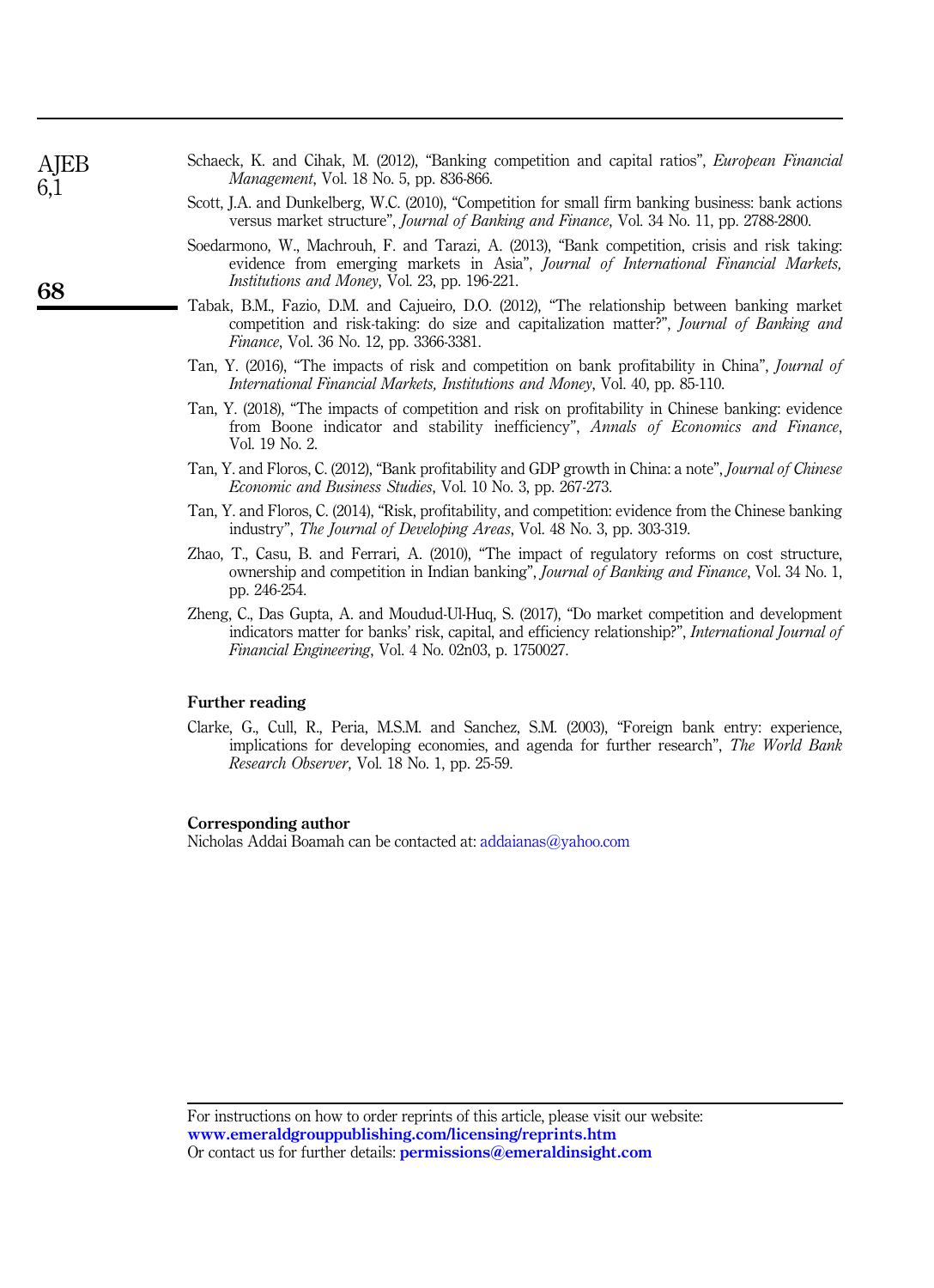Schaeck, K. and Cihak, M. (2012), "Banking competition and capital ratios", *European Financial Management*, Vol. 18 No. 5, pp. 836-866.

Scott, J.A. and Dunkelberg, W.C. (2010), "Competition for small firm banking business: bank actions versus market structure", *Journal of Banking and Finance*, Vol. 34 No. 11, pp. 2788-2800.

Soedarmono, W., Machrouh, F. and Tarazi, A. (2013), "Bank competition, crisis and risk taking: evidence from emerging markets in Asia", *Journal of International Financial Markets, Institutions and Money*, Vol. 23, pp. 196-221.

Tabak, B.M., Fazio, D.M. and Cajueiro, D.O. (2012), "The relationship between banking market competition and risk-taking: do size and capitalization matter?", *Journal of Banking and Finance*, Vol. 36 No. 12, pp. 3366-3381.

Tan, Y. (2016), "The impacts of risk and competition on bank profitability in China", *Journal of International Financial Markets, Institutions and Money*, Vol. 40, pp. 85-110.

Tan, Y. (2018), "The impacts of competition and risk on profitability in Chinese banking: evidence from Boone indicator and stability inefficiency", *Annals of Economics and Finance*, Vol. 19 No. 2.

Tan, Y. and Floros, C. (2012), "Bank profitability and GDP growth in China: a note", *Journal of Chinese Economic and Business Studies*, Vol. 10 No. 3, pp. 267-273.

Tan, Y. and Floros, C. (2014), "Risk, profitability, and competition: evidence from the Chinese banking industry", *The Journal of Developing Areas*, Vol. 48 No. 3, pp. 303-319.

Zhao, T., Casu, B. and Ferrari, A. (2010), "The impact of regulatory reforms on cost structure, ownership and competition in Indian banking", *Journal of Banking and Finance*, Vol. 34 No. 1, pp. 246-254.

Zheng, C., Das Gupta, A. and Moudud-Ul-Huq, S. (2017), "Do market competition and development indicators matter for banks' risk, capital, and efficiency relationship?", *International Journal of Financial Engineering*, Vol. 4 No. 02n03, p. 1750027.

## Further reading

Clarke, G., Cull, R., Peria, M.S.M. and Sanchez, S.M. (2003), "Foreign bank entry: experience, implications for developing economies, and agenda for further research", *The World Bank Research Observer*, Vol. 18 No. 1, pp. 25-59.

## Corresponding author

Nicholas Addai Boamah can be contacted at: addaianas@yahoo.com

For instructions on how to order reprints of this article, please visit our website:
**www.emeraldgrouppublishing.com/licensing/reprints.htm**
Or contact us for further details: **permissions@emeraldinsight.com**